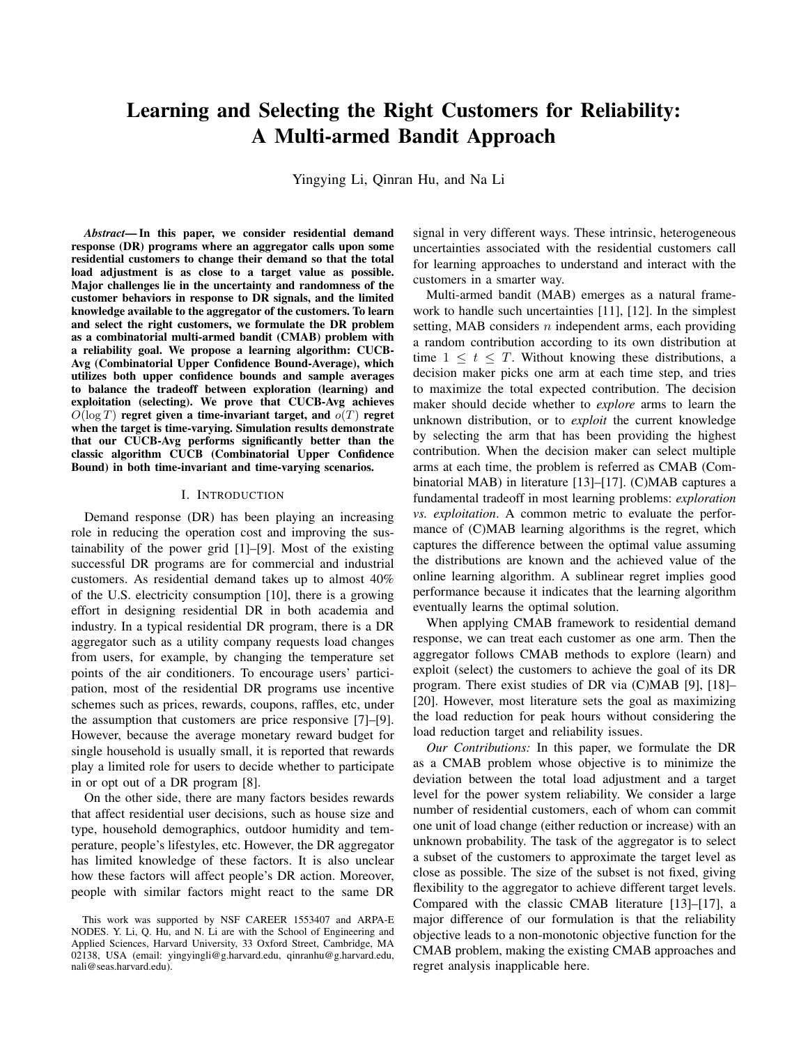# Learning and Selecting the Right Customers for Reliability: A Multi-armed Bandit Approach

Yingying Li, Qinran Hu, and Na Li

***Abstract*— In this paper, we consider residential demand response (DR) programs where an aggregator calls upon some residential customers to change their demand so that the total load adjustment is as close to a target value as possible. Major challenges lie in the uncertainty and randomness of the customer behaviors in response to DR signals, and the limited knowledge available to the aggregator of the customers. To learn and select the right customers, we formulate the DR problem as a combinatorial multi-armed bandit (CMAB) problem with a reliability goal. We propose a learning algorithm: CUCB-Avg (Combinatorial Upper Confidence Bound-Average), which utilizes both upper confidence bounds and sample averages to balance the tradeoff between exploration (learning) and exploitation (selecting). We prove that CUCB-Avg achieves $O(\log T)$ regret given a time-invariant target, and $o(T)$ regret when the target is time-varying. Simulation results demonstrate that our CUCB-Avg performs significantly better than the classic algorithm CUCB (Combinatorial Upper Confidence Bound) in both time-invariant and time-varying scenarios.**

## I. INTRODUCTION

Demand response (DR) has been playing an increasing role in reducing the operation cost and improving the sustainability of the power grid [1]–[9]. Most of the existing successful DR programs are for commercial and industrial customers. As residential demand takes up to almost 40% of the U.S. electricity consumption [10], there is a growing effort in designing residential DR in both academia and industry. In a typical residential DR program, there is a DR aggregator such as a utility company requests load changes from users, for example, by changing the temperature set points of the air conditioners. To encourage users' participation, most of the residential DR programs use incentive schemes such as prices, rewards, coupons, raffles, etc, under the assumption that customers are price responsive [7]–[9]. However, because the average monetary reward budget for single household is usually small, it is reported that rewards play a limited role for users to decide whether to participate in or opt out of a DR program [8].

On the other side, there are many factors besides rewards that affect residential user decisions, such as house size and type, household demographics, outdoor humidity and temperature, people's lifestyles, etc. However, the DR aggregator has limited knowledge of these factors. It is also unclear how these factors will affect people's DR action. Moreover, people with similar factors might react to the same DR signal in very different ways. These intrinsic, heterogeneous uncertainties associated with the residential customers call for learning approaches to understand and interact with the customers in a smarter way.

Multi-armed bandit (MAB) emerges as a natural framework to handle such uncertainties [11], [12]. In the simplest setting, MAB considers $n$ independent arms, each providing a random contribution according to its own distribution at time $1 \leq t \leq T$. Without knowing these distributions, a decision maker picks one arm at each time step, and tries to maximize the total expected contribution. The decision maker should decide whether to *explore* arms to learn the unknown distribution, or to *exploit* the current knowledge by selecting the arm that has been providing the highest contribution. When the decision maker can select multiple arms at each time, the problem is referred as CMAB (Combinatorial MAB) in literature [13]–[17]. (C)MAB captures a fundamental tradeoff in most learning problems: *exploration vs. exploitation*. A common metric to evaluate the performance of (C)MAB learning algorithms is the regret, which captures the difference between the optimal value assuming the distributions are known and the achieved value of the online learning algorithm. A sublinear regret implies good performance because it indicates that the learning algorithm eventually learns the optimal solution.

When applying CMAB framework to residential demand response, we can treat each customer as one arm. Then the aggregator follows CMAB methods to explore (learn) and exploit (select) the customers to achieve the goal of its DR program. There exist studies of DR via (C)MAB [9], [18]–[20]. However, most literature sets the goal as maximizing the load reduction for peak hours without considering the load reduction target and reliability issues.

*Our Contributions:* In this paper, we formulate the DR as a CMAB problem whose objective is to minimize the deviation between the total load adjustment and a target level for the power system reliability. We consider a large number of residential customers, each of whom can commit one unit of load change (either reduction or increase) with an unknown probability. The task of the aggregator is to select a subset of the customers to approximate the target level as close as possible. The size of the subset is not fixed, giving flexibility to the aggregator to achieve different target levels. Compared with the classic CMAB literature [13]–[17], a major difference of our formulation is that the reliability objective leads to a non-monotonic objective function for the CMAB problem, making the existing CMAB approaches and regret analysis inapplicable here.

This work was supported by NSF CAREER 1553407 and ARPA-E NODES. Y. Li, Q. Hu, and N. Li are with the School of Engineering and Applied Sciences, Harvard University, 33 Oxford Street, Cambridge, MA 02138, USA (email: yingyingli@g.harvard.edu, qinranhu@g.harvard.edu, nali@seas.harvard.edu).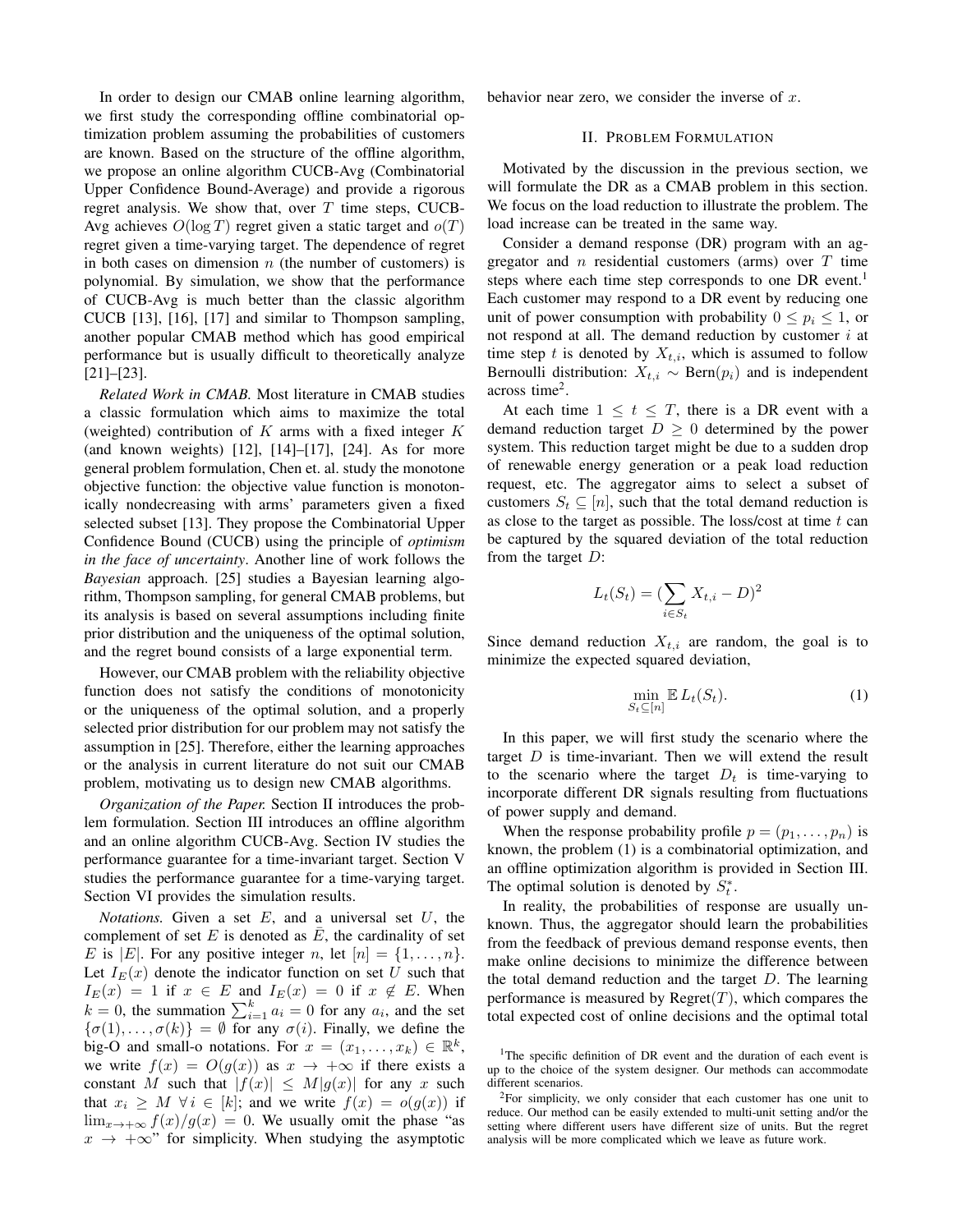In order to design our CMAB online learning algorithm, we first study the corresponding offline combinatorial optimization problem assuming the probabilities of customers are known. Based on the structure of the offline algorithm, we propose an online algorithm CUCB-Avg (Combinatorial Upper Confidence Bound-Average) and provide a rigorous regret analysis. We show that, over $T$ time steps, CUCB-Avg achieves $O(\log T)$ regret given a static target and $o(T)$ regret given a time-varying target. The dependence of regret in both cases on dimension $n$ (the number of customers) is polynomial. By simulation, we show that the performance of CUCB-Avg is much better than the classic algorithm CUCB [13], [16], [17] and similar to Thompson sampling, another popular CMAB method which has good empirical performance but is usually difficult to theoretically analyze [21]–[23].

*Related Work in CMAB.* Most literature in CMAB studies a classic formulation which aims to maximize the total (weighted) contribution of $K$ arms with a fixed integer $K$ (and known weights) [12], [14]–[17], [24]. As for more general problem formulation, Chen et. al. study the monotone objective function: the objective value function is monotonically nondecreasing with arms' parameters given a fixed selected subset [13]. They propose the Combinatorial Upper Confidence Bound (CUCB) using the principle of *optimism in the face of uncertainty*. Another line of work follows the *Bayesian* approach. [25] studies a Bayesian learning algorithm, Thompson sampling, for general CMAB problems, but its analysis is based on several assumptions including finite prior distribution and the uniqueness of the optimal solution, and the regret bound consists of a large exponential term.

However, our CMAB problem with the reliability objective function does not satisfy the conditions of monotonicity or the uniqueness of the optimal solution, and a properly selected prior distribution for our problem may not satisfy the assumption in [25]. Therefore, either the learning approaches or the analysis in current literature do not suit our CMAB problem, motivating us to design new CMAB algorithms.

*Organization of the Paper.* Section II introduces the problem formulation. Section III introduces an offline algorithm and an online algorithm CUCB-Avg. Section IV studies the performance guarantee for a time-invariant target. Section V studies the performance guarantee for a time-varying target. Section VI provides the simulation results.

*Notations.* Given a set $E$, and a universal set $U$, the complement of set $E$ is denoted as $\bar{E}$, the cardinality of set $E$ is $|E|$. For any positive integer $n$, let $[n] = \{1, \ldots, n\}$. Let $I_E(x)$ denote the indicator function on set $U$ such that $I_E(x) = 1$ if $x \in E$ and $I_E(x) = 0$ if $x \notin E$. When $k = 0$, the summation $\sum_{i=1}^{k} a_i = 0$ for any $a_i$, and the set $\{\sigma(1), \ldots, \sigma(k)\} = \emptyset$ for any $\sigma(i)$. Finally, we define the big-O and small-o notations. For $x = (x_1, \ldots, x_k) \in \mathbb{R}^k$, we write $f(x) = O(g(x))$ as $x \to +\infty$ if there exists a constant $M$ such that $|f(x)| \leq M|g(x)|$ for any $x$ such that $x_i \geq M \ \forall i \in [k]$; and we write $f(x) = o(g(x))$ if $\lim_{x \to +\infty} f(x)/g(x) = 0$. We usually omit the phase "as $x \to +\infty$" for simplicity. When studying the asymptotic behavior near zero, we consider the inverse of $x$.

## II. Problem Formulation

Motivated by the discussion in the previous section, we will formulate the DR as a CMAB problem in this section. We focus on the load reduction to illustrate the problem. The load increase can be treated in the same way.

Consider a demand response (DR) program with an aggregator and $n$ residential customers (arms) over $T$ time steps where each time step corresponds to one DR event.[1] Each customer may respond to a DR event by reducing one unit of power consumption with probability $0 \leq p_i \leq 1$, or not respond at all. The demand reduction by customer $i$ at time step $t$ is denoted by $X_{t,i}$, which is assumed to follow Bernoulli distribution: $X_{t,i} \sim \text{Bern}(p_i)$ and is independent across time[2].

At each time $1 \leq t \leq T$, there is a DR event with a demand reduction target $D \geq 0$ determined by the power system. This reduction target might be due to a sudden drop of renewable energy generation or a peak load reduction request, etc. The aggregator aims to select a subset of customers $S_t \subseteq [n]$, such that the total demand reduction is as close to the target as possible. The loss/cost at time $t$ can be captured by the squared deviation of the total reduction from the target $D$:

$$L_t(S_t) = (\sum_{i \in S_t} X_{t,i} - D)^2$$

Since demand reduction $X_{t,i}$ are random, the goal is to minimize the expected squared deviation,

$$\min_{S_t \subseteq [n]} \mathbb{E}\, L_t(S_t). \tag{1}$$

In this paper, we will first study the scenario where the target $D$ is time-invariant. Then we will extend the result to the scenario where the target $D_t$ is time-varying to incorporate different DR signals resulting from fluctuations of power supply and demand.

When the response probability profile $p = (p_1, \ldots, p_n)$ is known, the problem (1) is a combinatorial optimization, and an offline optimization algorithm is provided in Section III. The optimal solution is denoted by $S_t^*$.

In reality, the probabilities of response are usually unknown. Thus, the aggregator should learn the probabilities from the feedback of previous demand response events, then make online decisions to minimize the difference between the total demand reduction and the target $D$. The learning performance is measured by $\text{Regret}(T)$, which compares the total expected cost of online decisions and the optimal total

[1] The specific definition of DR event and the duration of each event is up to the choice of the system designer. Our methods can accommodate different scenarios.

[2] For simplicity, we only consider that each customer has one unit to reduce. Our method can be easily extended to multi-unit setting and/or the setting where different users have different size of units. But the regret analysis will be more complicated which we leave as future work.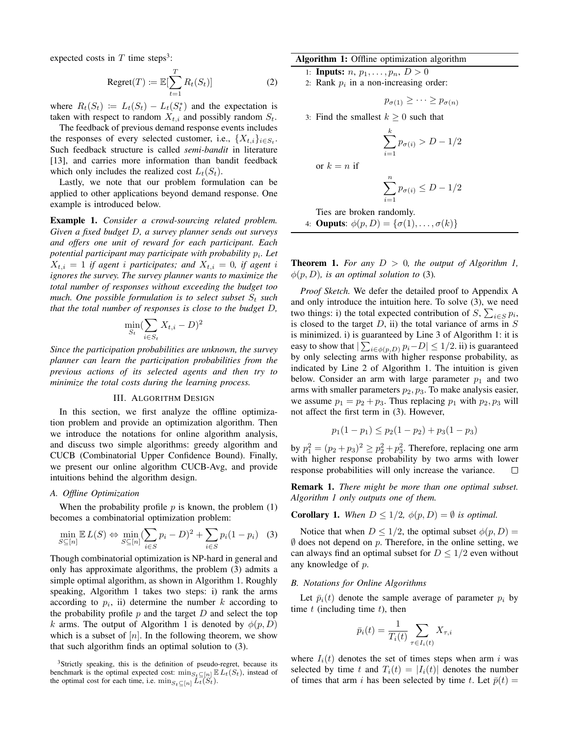expected costs in $T$ time steps[3]:

$$\text{Regret}(T) := \mathbb{E}[\sum_{t=1}^{T} R_t(S_t)] \tag{2}$$

where $R_t(S_t) := L_t(S_t) - L_t(S_t^*)$ and the expectation is taken with respect to random $X_{t,i}$ and possibly random $S_t$.

The feedback of previous demand response events includes the responses of every selected customer, i.e., $\{X_{t,i}\}_{i \in S_t}$. Such feedback structure is called *semi-bandit* in literature [13], and carries more information than bandit feedback which only includes the realized cost $L_t(S_t)$.

Lastly, we note that our problem formulation can be applied to other applications beyond demand response. One example is introduced below.

**Example 1.** *Consider a crowd-sourcing related problem. Given a fixed budget $D$, a survey planner sends out surveys and offers one unit of reward for each participant. Each potential participant may participate with probability $p_i$. Let $X_{t,i} = 1$ if agent $i$ participates; and $X_{t,i} = 0$, if agent $i$ ignores the survey. The survey planner wants to maximize the total number of responses without exceeding the budget too much. One possible formulation is to select subset $S_t$ such that the total number of responses is close to the budget $D$,*

$$\min_{S_t} (\sum_{i \in S_t} X_{t,i} - D)^2$$

*Since the participation probabilities are unknown, the survey planner can learn the participation probabilities from the previous actions of its selected agents and then try to minimize the total costs during the learning process.*

## III. Algorithm Design

In this section, we first analyze the offline optimization problem and provide an optimization algorithm. Then we introduce the notations for online algorithm analysis, and discuss two simple algorithms: greedy algorithm and CUCB (Combinatorial Upper Confidence Bound). Finally, we present our online algorithm CUCB-Avg, and provide intuitions behind the algorithm design.

### A. Offline Optimization

When the probability profile $p$ is known, the problem (1) becomes a combinatorial optimization problem:

$$\min_{S \subseteq [n]} \mathbb{E}\, L(S) \Leftrightarrow \min_{S \subseteq [n]} (\sum_{i \in S} p_i - D)^2 + \sum_{i \in S} p_i(1 - p_i) \tag{3}$$

Though combinatorial optimization is NP-hard in general and only has approximate algorithms, the problem (3) admits a simple optimal algorithm, as shown in Algorithm 1. Roughly speaking, Algorithm 1 takes two steps: i) rank the arms according to $p_i$, ii) determine the number $k$ according to the probability profile $p$ and the target $D$ and select the top $k$ arms. The output of Algorithm 1 is denoted by $\phi(p, D)$ which is a subset of $[n]$. In the following theorem, we show that such algorithm finds an optimal solution to (3).

[3]Strictly speaking, this is the definition of pseudo-regret, because its benchmark is the optimal expected cost: $\min_{S_t \subseteq [n]} \mathbb{E}\, L_t(S_t)$, instead of the optimal cost for each time, i.e. $\min_{S_t \subseteq [n]} L_t(S_t)$.

---

**Algorithm 1:** Offline optimization algorithm

1: **Inputs:** $n$, $p_1, \ldots, p_n$, $D > 0$

2: Rank $p_i$ in a non-increasing order:

$$p_{\sigma(1)} \geq \cdots \geq p_{\sigma(n)}$$

3: Find the smallest $k \geq 0$ such that

$$\sum_{i=1}^{k} p_{\sigma(i)} > D - 1/2$$

or $k = n$ if

$$\sum_{i=1}^{n} p_{\sigma(i)} \leq D - 1/2$$

Ties are broken randomly.

4: **Ouputs**: $\phi(p, D) = \{\sigma(1), \ldots, \sigma(k)\}$

---

**Theorem 1.** *For any $D > 0$, the output of Algorithm 1, $\phi(p, D)$, is an optimal solution to* (3)*.*

*Proof Sketch.* We defer the detailed proof to Appendix A and only introduce the intuition here. To solve (3), we need two things: i) the total expected contribution of $S$, $\sum_{i \in S} p_i$, is closed to the target $D$, ii) the total variance of arms in $S$ is minimized. i) is guaranteed by Line 3 of Algorithm 1: it is easy to show that $|\sum_{i \in \phi(p,D)} p_i - D| \leq 1/2$. ii) is guaranteed by only selecting arms with higher response probability, as indicated by Line 2 of Algorithm 1. The intuition is given below. Consider an arm with large parameter $p_1$ and two arms with smaller parameters $p_2, p_3$. To make analysis easier, we assume $p_1 = p_2 + p_3$. Thus replacing $p_1$ with $p_2, p_3$ will not affect the first term in (3). However,

$$p_1(1 - p_1) \leq p_2(1 - p_2) + p_3(1 - p_3)$$

by $p_1^2 = (p_2 + p_3)^2 \geq p_2^2 + p_3^2$. Therefore, replacing one arm with higher response probability by two arms with lower response probabilities will only increase the variance. □

**Remark 1.** *There might be more than one optimal subset. Algorithm 1 only outputs one of them.*

**Corollary 1.** *When $D \leq 1/2$, $\phi(p, D) = \emptyset$ is optimal.*

Notice that when $D \leq 1/2$, the optimal subset $\phi(p, D) = \emptyset$ does not depend on $p$. Therefore, in the online setting, we can always find an optimal subset for $D \leq 1/2$ even without any knowledge of $p$.

### B. Notations for Online Algorithms

Let $\bar{p}_i(t)$ denote the sample average of parameter $p_i$ by time $t$ (including time $t$), then

$$\bar{p}_i(t) = \frac{1}{T_i(t)} \sum_{\tau \in I_i(t)} X_{\tau,i}$$

where $I_i(t)$ denotes the set of times steps when arm $i$ was selected by time $t$ and $T_i(t) = |I_i(t)|$ denotes the number of times that arm $i$ has been selected by time $t$. Let $\bar{p}(t) =$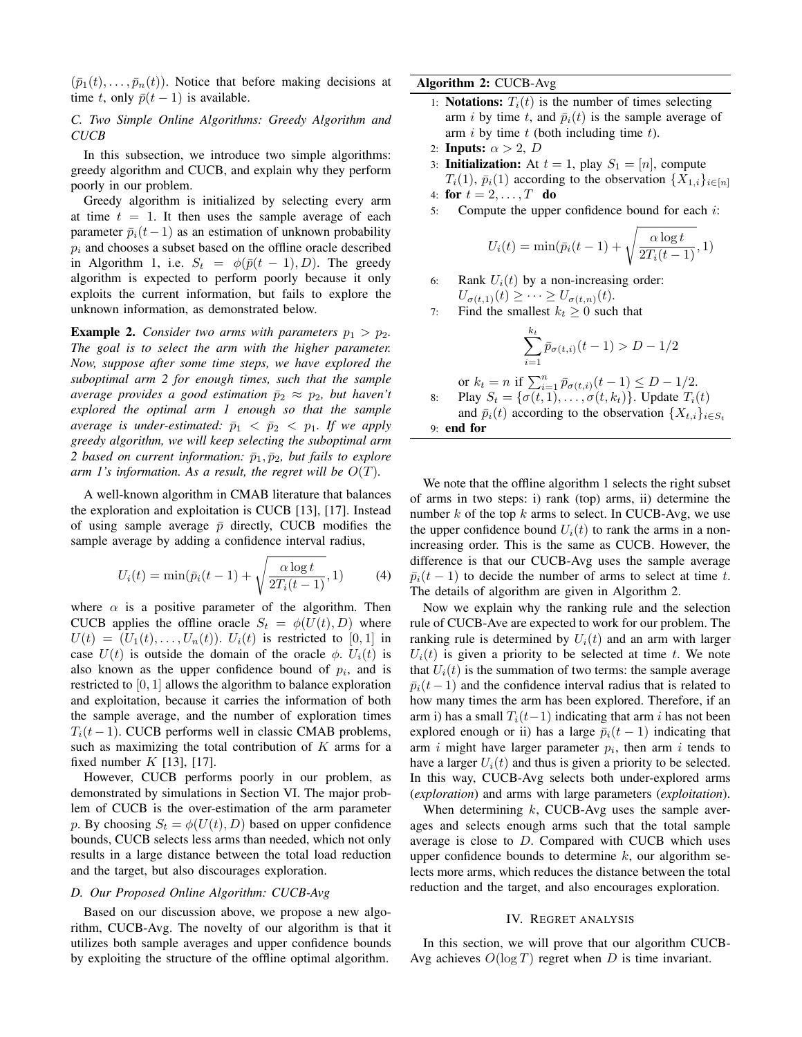$(\bar{p}_1(t), \ldots, \bar{p}_n(t))$. Notice that before making decisions at time $t$, only $\bar{p}(t-1)$ is available.

### C. Two Simple Online Algorithms: Greedy Algorithm and CUCB

In this subsection, we introduce two simple algorithms: greedy algorithm and CUCB, and explain why they perform poorly in our problem.

Greedy algorithm is initialized by selecting every arm at time $t = 1$. It then uses the sample average of each parameter $\bar{p}_i(t-1)$ as an estimation of unknown probability $p_i$ and chooses a subset based on the offline oracle described in Algorithm 1, i.e. $S_t = \phi(\bar{p}(t-1), D)$. The greedy algorithm is expected to perform poorly because it only exploits the current information, but fails to explore the unknown information, as demonstrated below.

**Example 2.** *Consider two arms with parameters $p_1 > p_2$. The goal is to select the arm with the higher parameter. Now, suppose after some time steps, we have explored the suboptimal arm 2 for enough times, such that the sample average provides a good estimation $\bar{p}_2 \approx p_2$, but haven't explored the optimal arm 1 enough so that the sample average is under-estimated: $\bar{p}_1 < \bar{p}_2 < p_1$. If we apply greedy algorithm, we will keep selecting the suboptimal arm 2 based on current information: $\bar{p}_1, \bar{p}_2$, but fails to explore arm 1's information. As a result, the regret will be $O(T)$.*

A well-known algorithm in CMAB literature that balances the exploration and exploitation is CUCB [13], [17]. Instead of using sample average $\bar{p}$ directly, CUCB modifies the sample average by adding a confidence interval radius,

$$U_i(t) = \min(\bar{p}_i(t-1) + \sqrt{\frac{\alpha \log t}{2T_i(t-1)}}, 1) \tag{4}$$

where $\alpha$ is a positive parameter of the algorithm. Then CUCB applies the offline oracle $S_t = \phi(U(t), D)$ where $U(t) = (U_1(t), \ldots, U_n(t))$. $U_i(t)$ is restricted to $[0,1]$ in case $U(t)$ is outside the domain of the oracle $\phi$. $U_i(t)$ is also known as the upper confidence bound of $p_i$, and is restricted to $[0,1]$ allows the algorithm to balance exploration and exploitation, because it carries the information of both the sample average, and the number of exploration times $T_i(t-1)$. CUCB performs well in classic CMAB problems, such as maximizing the total contribution of $K$ arms for a fixed number $K$ [13], [17].

However, CUCB performs poorly in our problem, as demonstrated by simulations in Section VI. The major problem of CUCB is the over-estimation of the arm parameter $p$. By choosing $S_t = \phi(U(t), D)$ based on upper confidence bounds, CUCB selects less arms than needed, which not only results in a large distance between the total load reduction and the target, but also discourages exploration.

### D. Our Proposed Online Algorithm: CUCB-Avg

Based on our discussion above, we propose a new algorithm, CUCB-Avg. The novelty of our algorithm is that it utilizes both sample averages and upper confidence bounds by exploiting the structure of the offline optimal algorithm.

**Algorithm 2:** CUCB-Avg

1: **Notations:** $T_i(t)$ is the number of times selecting arm $i$ by time $t$, and $\bar{p}_i(t)$ is the sample average of arm $i$ by time $t$ (both including time $t$).
2: **Inputs:** $\alpha > 2$, $D$
3: **Initialization:** At $t = 1$, play $S_1 = [n]$, compute $T_i(1)$, $\bar{p}_i(1)$ according to the observation $\{X_{1,i}\}_{i \in [n]}$
4: **for** $t = 2, \ldots, T$ **do**
5: Compute the upper confidence bound for each $i$:
$$U_i(t) = \min(\bar{p}_i(t-1) + \sqrt{\frac{\alpha \log t}{2T_i(t-1)}}, 1)$$
6: Rank $U_i(t)$ by a non-increasing order: $U_{\sigma(t,1)}(t) \geq \cdots \geq U_{\sigma(t,n)}(t)$.
7: Find the smallest $k_t \geq 0$ such that
$$\sum_{i=1}^{k_t} \bar{p}_{\sigma(t,i)}(t-1) > D - 1/2$$
or $k_t = n$ if $\sum_{i=1}^{n} \bar{p}_{\sigma(t,i)}(t-1) \leq D - 1/2$.
8: Play $S_t = \{\sigma(t,1), \ldots, \sigma(t,k_t)\}$. Update $T_i(t)$ and $\bar{p}_i(t)$ according to the observation $\{X_{t,i}\}_{i \in S_t}$
9: **end for**

We note that the offline algorithm 1 selects the right subset of arms in two steps: i) rank (top) arms, ii) determine the number $k$ of the top $k$ arms to select. In CUCB-Avg, we use the upper confidence bound $U_i(t)$ to rank the arms in a non-increasing order. This is the same as CUCB. However, the difference is that our CUCB-Avg uses the sample average $\bar{p}_i(t-1)$ to decide the number of arms to select at time $t$. The details of algorithm are given in Algorithm 2.

Now we explain why the ranking rule and the selection rule of CUCB-Ave are expected to work for our problem. The ranking rule is determined by $U_i(t)$ and an arm with larger $U_i(t)$ is given a priority to be selected at time $t$. We note that $U_i(t)$ is the summation of two terms: the sample average $\bar{p}_i(t-1)$ and the confidence interval radius that is related to how many times the arm has been explored. Therefore, if an arm i) has a small $T_i(t-1)$ indicating that arm $i$ has not been explored enough or ii) has a large $\bar{p}_i(t-1)$ indicating that arm $i$ might have larger parameter $p_i$, then arm $i$ tends to have a larger $U_i(t)$ and thus is given a priority to be selected. In this way, CUCB-Avg selects both under-explored arms (*exploration*) and arms with large parameters (*exploitation*).

When determining $k$, CUCB-Avg uses the sample averages and selects enough arms such that the total sample average is close to $D$. Compared with CUCB which uses upper confidence bounds to determine $k$, our algorithm selects more arms, which reduces the distance between the total reduction and the target, and also encourages exploration.

## IV. Regret analysis

In this section, we will prove that our algorithm CUCB-Avg achieves $O(\log T)$ regret when $D$ is time invariant.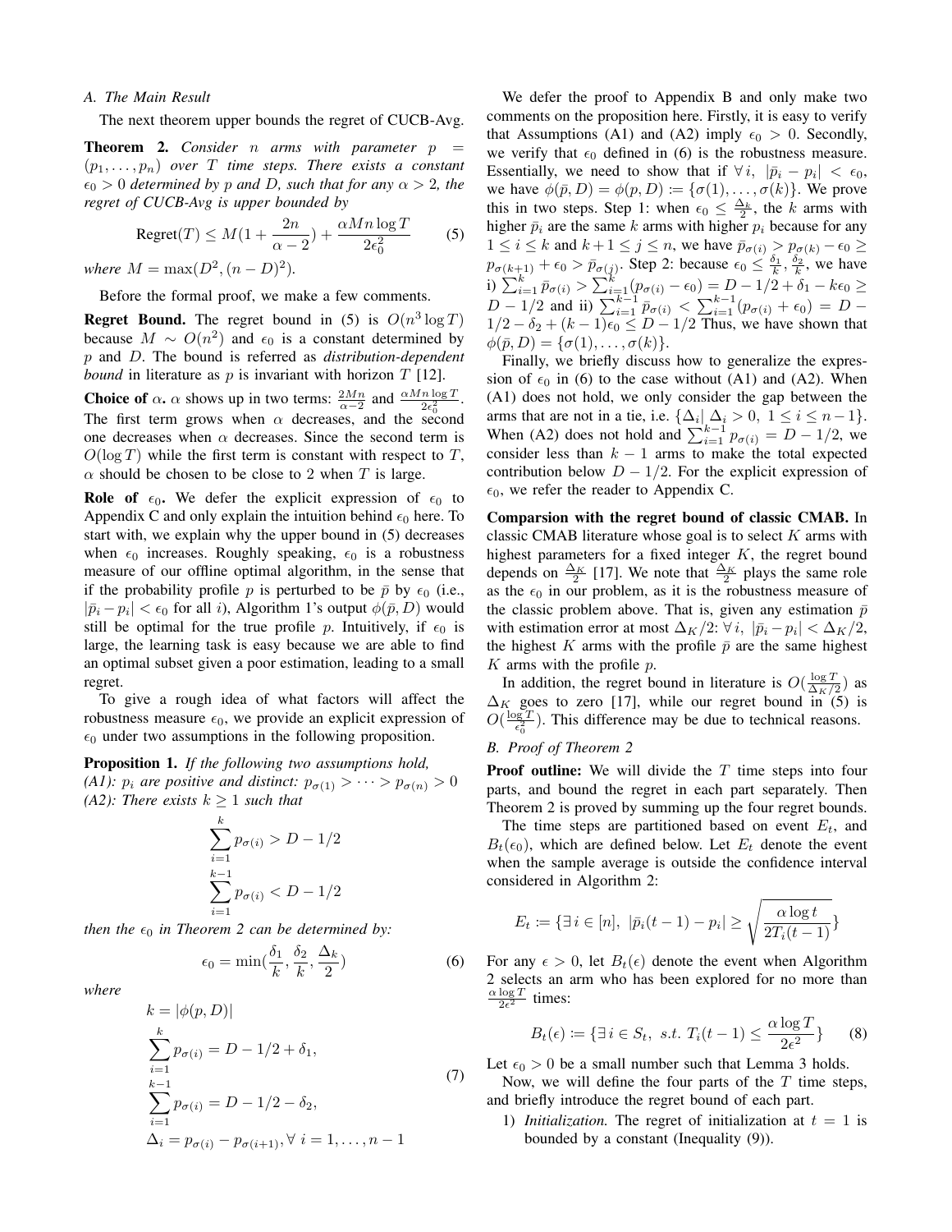### A. The Main Result

The next theorem upper bounds the regret of CUCB-Avg.

**Theorem 2.** *Consider $n$ arms with parameter $p = (p_1, \dots, p_n)$ over $T$ time steps. There exists a constant $\epsilon_0 > 0$ determined by $p$ and $D$, such that for any $\alpha > 2$, the regret of CUCB-Avg is upper bounded by*

$$\text{Regret}(T) \leq M(1 + \frac{2n}{\alpha - 2}) + \frac{\alpha M n \log T}{2\epsilon_0^2} \tag{5}$$

*where $M = \max(D^2, (n-D)^2)$.*

Before the formal proof, we make a few comments.

**Regret Bound.** The regret bound in (5) is $O(n^3 \log T)$ because $M \sim O(n^2)$ and $\epsilon_0$ is a constant determined by $p$ and $D$. The bound is referred as *distribution-dependent bound* in literature as $p$ is invariant with horizon $T$ [12].

**Choice of $\alpha$.** $\alpha$ shows up in two terms: $\frac{2Mn}{\alpha-2}$ and $\frac{\alpha M n \log T}{2\epsilon_0^2}$. The first term grows when $\alpha$ decreases, and the second one decreases when $\alpha$ decreases. Since the second term is $O(\log T)$ while the first term is constant with respect to $T$, $\alpha$ should be chosen to be close to 2 when $T$ is large.

**Role of $\epsilon_0$.** We defer the explicit expression of $\epsilon_0$ to Appendix C and only explain the intuition behind $\epsilon_0$ here. To start with, we explain why the upper bound in (5) decreases when $\epsilon_0$ increases. Roughly speaking, $\epsilon_0$ is a robustness measure of our offline optimal algorithm, in the sense that if the probability profile $p$ is perturbed to be $\bar{p}$ by $\epsilon_0$ (i.e., $|\bar{p}_i - p_i| < \epsilon_0$ for all $i$), Algorithm 1's output $\phi(\bar{p}, D)$ would still be optimal for the true profile $p$. Intuitively, if $\epsilon_0$ is large, the learning task is easy because we are able to find an optimal subset given a poor estimation, leading to a small regret.

To give a rough idea of what factors will affect the robustness measure $\epsilon_0$, we provide an explicit expression of $\epsilon_0$ under two assumptions in the following proposition.

**Proposition 1.** *If the following two assumptions hold,*
*(A1): $p_i$ are positive and distinct: $p_{\sigma(1)} > \cdots > p_{\sigma(n)} > 0$*
*(A2): There exists $k \geq 1$ such that*

$$\sum_{i=1}^{k} p_{\sigma(i)} > D - 1/2$$
$$\sum_{i=1}^{k-1} p_{\sigma(i)} < D - 1/2$$

*then the $\epsilon_0$ in Theorem 2 can be determined by:*

$$\epsilon_0 = \min(\frac{\delta_1}{k}, \frac{\delta_2}{k}, \frac{\Delta_k}{2}) \tag{6}$$

*where*

$$\begin{aligned}
&k = |\phi(p, D)| \\
&\sum_{i=1}^{k} p_{\sigma(i)} = D - 1/2 + \delta_1, \\
&\sum_{i=1}^{k-1} p_{\sigma(i)} = D - 1/2 - \delta_2, \\
&\Delta_i = p_{\sigma(i)} - p_{\sigma(i+1)}, \forall\, i = 1, \dots, n-1
\end{aligned} \tag{7}$$

We defer the proof to Appendix B and only make two comments on the proposition here. Firstly, it is easy to verify that Assumptions (A1) and (A2) imply $\epsilon_0 > 0$. Secondly, we verify that $\epsilon_0$ defined in (6) is the robustness measure. Essentially, we need to show that if $\forall\, i,\ |\bar{p}_i - p_i| < \epsilon_0$, we have $\phi(\bar{p}, D) = \phi(p, D) := \{\sigma(1), \dots, \sigma(k)\}$. We prove this in two steps. Step 1: when $\epsilon_0 \leq \frac{\Delta_k}{2}$, the $k$ arms with higher $\bar{p}_i$ are the same $k$ arms with higher $p_i$ because for any $1 \leq i \leq k$ and $k+1 \leq j \leq n$, we have $\bar{p}_{\sigma(i)} > p_{\sigma(k)} - \epsilon_0 \geq p_{\sigma(k+1)} + \epsilon_0 > \bar{p}_{\sigma(j)}$. Step 2: because $\epsilon_0 \leq \frac{\delta_1}{k}, \frac{\delta_2}{k}$, we have i) $\sum_{i=1}^{k} \bar{p}_{\sigma(i)} > \sum_{i=1}^{k} (p_{\sigma(i)} - \epsilon_0) = D - 1/2 + \delta_1 - k\epsilon_0 \geq D - 1/2$ and ii) $\sum_{i=1}^{k-1} \bar{p}_{\sigma(i)} < \sum_{i=1}^{k-1} (p_{\sigma(i)} + \epsilon_0) = D - 1/2 - \delta_2 + (k-1)\epsilon_0 \leq D - 1/2$ Thus, we have shown that $\phi(\bar{p}, D) = \{\sigma(1), \dots, \sigma(k)\}$.

Finally, we briefly discuss how to generalize the expression of $\epsilon_0$ in (6) to the case without (A1) and (A2). When (A1) does not hold, we only consider the gap between the arms that are not in a tie, i.e. $\{\Delta_i | \ \Delta_i > 0,\ 1 \leq i \leq n-1\}$. When (A2) does not hold and $\sum_{i=1}^{k-1} p_{\sigma(i)} = D - 1/2$, we consider less than $k-1$ arms to make the total expected contribution below $D - 1/2$. For the explicit expression of $\epsilon_0$, we refer the reader to Appendix C.

**Comparsion with the regret bound of classic CMAB.** In classic CMAB literature whose goal is to select $K$ arms with highest parameters for a fixed integer $K$, the regret bound depends on $\frac{\Delta_K}{2}$ [17]. We note that $\frac{\Delta_K}{2}$ plays the same role as the $\epsilon_0$ in our problem, as it is the robustness measure of the classic problem above. That is, given any estimation $\bar{p}$ with estimation error at most $\Delta_K/2$: $\forall\, i,\ |\bar{p}_i - p_i| < \Delta_K/2$, the highest $K$ arms with the profile $\bar{p}$ are the same highest $K$ arms with the profile $p$.

In addition, the regret bound in literature is $O(\frac{\log T}{\Delta_K/2})$ as $\Delta_K$ goes to zero [17], while our regret bound in (5) is $O(\frac{\log T}{\epsilon_0^2})$. This difference may be due to technical reasons.

### B. Proof of Theorem 2

**Proof outline:** We will divide the $T$ time steps into four parts, and bound the regret in each part separately. Then Theorem 2 is proved by summing up the four regret bounds.

The time steps are partitioned based on event $E_t$, and $B_t(\epsilon_0)$, which are defined below. Let $E_t$ denote the event when the sample average is outside the confidence interval considered in Algorithm 2:

$$E_t := \{\exists\, i \in [n],\ |\bar{p}_i(t-1) - p_i| \geq \sqrt{\frac{\alpha \log t}{2T_i(t-1)}}\}$$

For any $\epsilon > 0$, let $B_t(\epsilon)$ denote the event when Algorithm 2 selects an arm who has been explored for no more than $\frac{\alpha \log T}{2\epsilon^2}$ times:

$$B_t(\epsilon) := \{\exists\, i \in S_t,\ s.t.\ T_i(t-1) \leq \frac{\alpha \log T}{2\epsilon^2}\} \tag{8}$$

Let $\epsilon_0 > 0$ be a small number such that Lemma 3 holds.

Now, we will define the four parts of the $T$ time steps, and briefly introduce the regret bound of each part.

1) *Initialization.* The regret of initialization at $t = 1$ is bounded by a constant (Inequality (9)).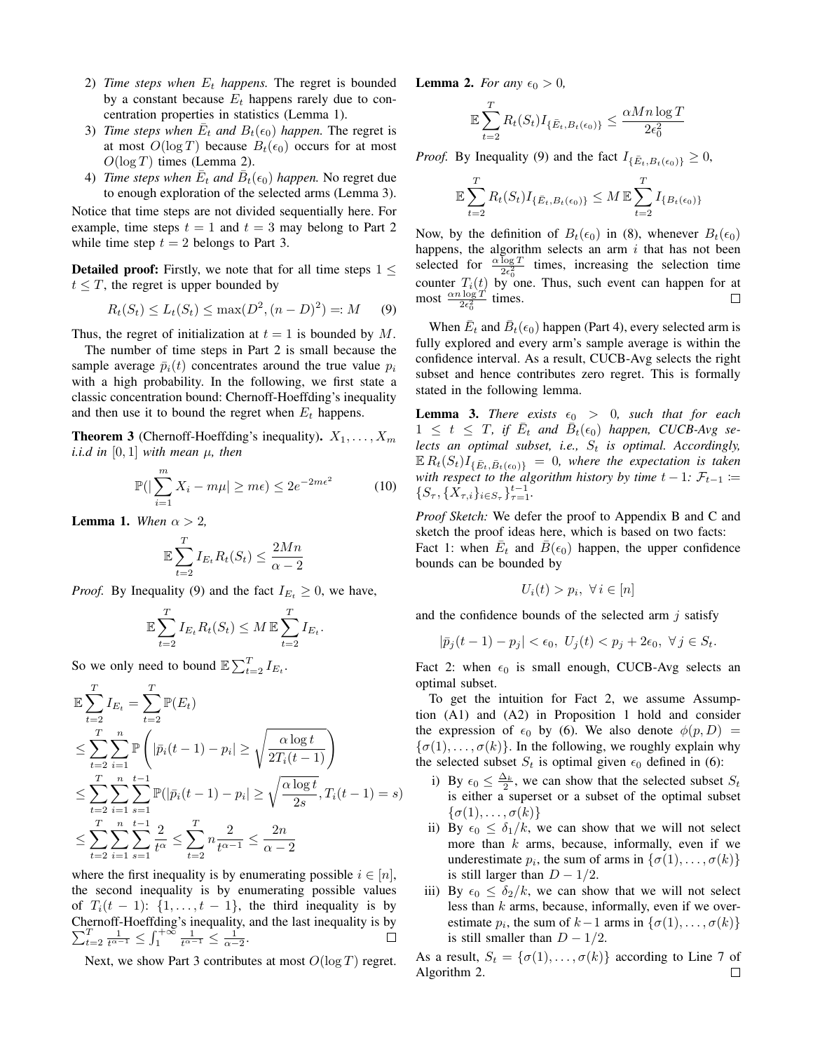2) *Time steps when $E_t$ happens.* The regret is bounded by a constant because $E_t$ happens rarely due to concentration properties in statistics (Lemma 1).
3) *Time steps when $\bar{E}_t$ and $B_t(\epsilon_0)$ happen.* The regret is at most $O(\log T)$ because $B_t(\epsilon_0)$ occurs for at most $O(\log T)$ times (Lemma 2).
4) *Time steps when $\bar{E}_t$ and $\bar{B}_t(\epsilon_0)$ happen.* No regret due to enough exploration of the selected arms (Lemma 3).

Notice that time steps are not divided sequentially here. For example, time steps $t = 1$ and $t = 3$ may belong to Part 2 while time step $t = 2$ belongs to Part 3.

**Detailed proof:** Firstly, we note that for all time steps $1 \leq t \leq T$, the regret is upper bounded by

$$R_t(S_t) \leq L_t(S_t) \leq \max(D^2, (n-D)^2) =: M \tag{9}$$

Thus, the regret of initialization at $t = 1$ is bounded by $M$.

The number of time steps in Part 2 is small because the sample average $\bar{p}_i(t)$ concentrates around the true value $p_i$ with a high probability. In the following, we first state a classic concentration bound: Chernoff-Hoeffding's inequality and then use it to bound the regret when $E_t$ happens.

**Theorem 3** (Chernoff-Hoeffding's inequality)**.** *$X_1, \ldots, X_m$ i.i.d in $[0, 1]$ with mean $\mu$, then*

$$\mathbb{P}(|\sum_{i=1}^{m} X_i - m\mu| \geq m\epsilon) \leq 2e^{-2m\epsilon^2} \tag{10}$$

**Lemma 1.** *When $\alpha > 2$,*

$$\mathbb{E}\sum_{t=2}^{T} I_{E_t} R_t(S_t) \leq \frac{2Mn}{\alpha - 2}$$

*Proof.* By Inequality (9) and the fact $I_{E_t} \geq 0$, we have,

$$\mathbb{E}\sum_{t=2}^{T} I_{E_t} R_t(S_t) \leq M\, \mathbb{E}\sum_{t=2}^{T} I_{E_t}.$$

So we only need to bound $\mathbb{E}\sum_{t=2}^{T} I_{E_t}$.

$$\begin{aligned}
\mathbb{E}\sum_{t=2}^{T} I_{E_t} &= \sum_{t=2}^{T} \mathbb{P}(E_t) \\
&\leq \sum_{t=2}^{T}\sum_{i=1}^{n} \mathbb{P}\left(|\bar{p}_i(t-1) - p_i| \geq \sqrt{\frac{\alpha \log t}{2T_i(t-1)}}\right) \\
&\leq \sum_{t=2}^{T}\sum_{i=1}^{n}\sum_{s=1}^{t-1} \mathbb{P}(|\bar{p}_i(t-1) - p_i| \geq \sqrt{\frac{\alpha \log t}{2s}}, T_i(t-1) = s) \\
&\leq \sum_{t=2}^{T}\sum_{i=1}^{n}\sum_{s=1}^{t-1} \frac{2}{t^\alpha} \leq \sum_{t=2}^{T} n \frac{2}{t^{\alpha-1}} \leq \frac{2n}{\alpha - 2}
\end{aligned}$$

where the first inequality is by enumerating possible $i \in [n]$, the second inequality is by enumerating possible values of $T_i(t-1)$: $\{1, \ldots, t-1\}$, the third inequality is by Chernoff-Hoeffding's inequality, and the last inequality is by $\sum_{t=2}^{T} \frac{1}{t^{\alpha-1}} \leq \int_1^{+\infty} \frac{1}{t^{\alpha-1}} \leq \frac{1}{\alpha-2}$. □

Next, we show Part 3 contributes at most $O(\log T)$ regret.

**Lemma 2.** *For any $\epsilon_0 > 0$,*

$$\mathbb{E}\sum_{t=2}^{T} R_t(S_t) I_{\{\bar{E}_t, B_t(\epsilon_0)\}} \leq \frac{\alpha M n \log T}{2\epsilon_0^2}$$

*Proof.* By Inequality (9) and the fact $I_{\{\bar{E}_t, B_t(\epsilon_0)\}} \geq 0$,

$$\mathbb{E}\sum_{t=2}^{T} R_t(S_t) I_{\{\bar{E}_t, B_t(\epsilon_0)\}} \leq M\, \mathbb{E}\sum_{t=2}^{T} I_{\{B_t(\epsilon_0)\}}$$

Now, by the definition of $B_t(\epsilon_0)$ in (8), whenever $B_t(\epsilon_0)$ happens, the algorithm selects an arm $i$ that has not been selected for $\frac{\alpha \log T}{2\epsilon_0^2}$ times, increasing the selection time counter $T_i(t)$ by one. Thus, such event can happen for at most $\frac{\alpha n \log T}{2\epsilon_0^2}$ times. □

When $\bar{E}_t$ and $\bar{B}_t(\epsilon_0)$ happen (Part 4), every selected arm is fully explored and every arm's sample average is within the confidence interval. As a result, CUCB-Avg selects the right subset and hence contributes zero regret. This is formally stated in the following lemma.

**Lemma 3.** *There exists $\epsilon_0 > 0$, such that for each $1 \leq t \leq T$, if $\bar{E}_t$ and $\bar{B}_t(\epsilon_0)$ happen, CUCB-Avg selects an optimal subset, i.e., $S_t$ is optimal. Accordingly, $\mathbb{E}\, R_t(S_t) I_{\{\bar{E}_t, \bar{B}_t(\epsilon_0)\}} = 0$, where the expectation is taken with respect to the algorithm history by time $t-1$: $\mathcal{F}_{t-1} := \{S_\tau, \{X_{\tau,i}\}_{i \in S_\tau}\}_{\tau=1}^{t-1}$.*

*Proof Sketch:* We defer the proof to Appendix B and C and sketch the proof ideas here, which is based on two facts:
Fact 1: when $\bar{E}_t$ and $\bar{B}(\epsilon_0)$ happen, the upper confidence bounds can be bounded by

$$U_i(t) > p_i, \ \forall\, i \in [n]$$

and the confidence bounds of the selected arm $j$ satisfy

$$|\bar{p}_j(t-1) - p_j| < \epsilon_0, \ U_j(t) < p_j + 2\epsilon_0, \ \forall\, j \in S_t.$$

Fact 2: when $\epsilon_0$ is small enough, CUCB-Avg selects an optimal subset.

To get the intuition for Fact 2, we assume Assumption (A1) and (A2) in Proposition 1 hold and consider the expression of $\epsilon_0$ by (6). We also denote $\phi(p, D) = \{\sigma(1), \ldots, \sigma(k)\}$. In the following, we roughly explain why the selected subset $S_t$ is optimal given $\epsilon_0$ defined in (6):

i) By $\epsilon_0 \leq \frac{\Delta_k}{2}$, we can show that the selected subset $S_t$ is either a superset or a subset of the optimal subset $\{\sigma(1), \ldots, \sigma(k)\}$
ii) By $\epsilon_0 \leq \delta_1/k$, we can show that we will not select more than $k$ arms, because, informally, even if we underestimate $p_i$, the sum of arms in $\{\sigma(1), \ldots, \sigma(k)\}$ is still larger than $D - 1/2$.
iii) By $\epsilon_0 \leq \delta_2/k$, we can show that we will not select less than $k$ arms, because, informally, even if we overestimate $p_i$, the sum of $k-1$ arms in $\{\sigma(1), \ldots, \sigma(k)\}$ is still smaller than $D - 1/2$.

As a result, $S_t = \{\sigma(1), \ldots, \sigma(k)\}$ according to Line 7 of Algorithm 2. □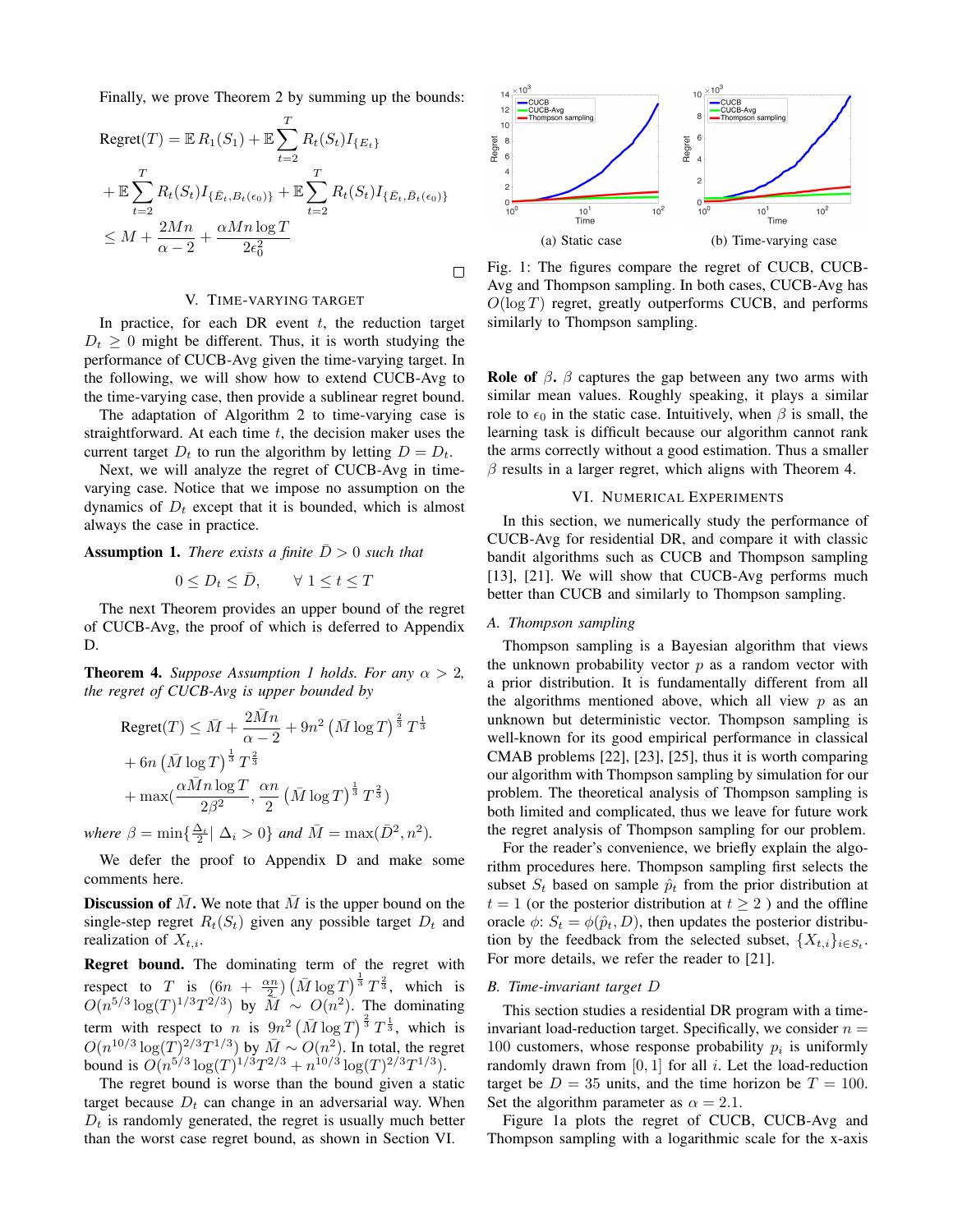Finally, we prove Theorem 2 by summing up the bounds:

$$
\begin{aligned}
\text{Regret}(T) &= \mathbb{E}\, R_1(S_1) + \mathbb{E}\sum_{t=2}^{T} R_t(S_t) I_{\{E_t\}} \\
&+ \mathbb{E}\sum_{t=2}^{T} R_t(S_t) I_{\{\bar{E}_t, B_t(\epsilon_0)\}} + \mathbb{E}\sum_{t=2}^{T} R_t(S_t) I_{\{\bar{E}_t, \bar{B}_t(\epsilon_0)\}} \\
&\leq M + \frac{2Mn}{\alpha - 2} + \frac{\alpha M n \log T}{2\epsilon_0^2}
\end{aligned}
$$

□

## V. Time-varying Target

In practice, for each DR event $t$, the reduction target $D_t \geq 0$ might be different. Thus, it is worth studying the performance of CUCB-Avg given the time-varying target. In the following, we will show how to extend CUCB-Avg to the time-varying case, then provide a sublinear regret bound.

The adaptation of Algorithm 2 to time-varying case is straightforward. At each time $t$, the decision maker uses the current target $D_t$ to run the algorithm by letting $D = D_t$.

Next, we will analyze the regret of CUCB-Avg in time-varying case. Notice that we impose no assumption on the dynamics of $D_t$ except that it is bounded, which is almost always the case in practice.

**Assumption 1.** *There exists a finite $\bar{D} > 0$ such that*

$$0 \leq D_t \leq \bar{D}, \qquad \forall\ 1 \leq t \leq T$$

The next Theorem provides an upper bound of the regret of CUCB-Avg, the proof of which is deferred to Appendix D.

**Theorem 4.** *Suppose Assumption 1 holds. For any $\alpha > 2$, the regret of CUCB-Avg is upper bounded by*

$$
\begin{aligned}
\text{Regret}(T) &\leq \bar{M} + \frac{2\bar{M}n}{\alpha - 2} + 9n^2 \left(\bar{M}\log T\right)^{\frac{2}{3}} T^{\frac{1}{3}} \\
&+ 6n \left(\bar{M}\log T\right)^{\frac{1}{3}} T^{\frac{2}{3}} \\
&+ \max\left(\frac{\alpha \bar{M} n \log T}{2\beta^2}, \frac{\alpha n}{2}\left(\bar{M}\log T\right)^{\frac{1}{3}} T^{\frac{2}{3}}\right)
\end{aligned}
$$

*where $\beta = \min\{\frac{\Delta_i}{2} | \Delta_i > 0\}$ and $\bar{M} = \max(\bar{D}^2, n^2)$.*

We defer the proof to Appendix D and make some comments here.

**Discussion of $\bar{M}$.** We note that $\bar{M}$ is the upper bound on the single-step regret $R_t(S_t)$ given any possible target $D_t$ and realization of $X_{t,i}$.

**Regret bound.** The dominating term of the regret with respect to $T$ is $(6n + \frac{\alpha n}{2})\left(\bar{M}\log T\right)^{\frac{1}{3}} T^{\frac{2}{3}}$, which is $O(n^{5/3}\log(T)^{1/3}T^{2/3})$ by $\bar{M} \sim O(n^2)$. The dominating term with respect to $n$ is $9n^2\left(\bar{M}\log T\right)^{\frac{2}{3}} T^{\frac{1}{3}}$, which is $O(n^{10/3}\log(T)^{2/3}T^{1/3})$ by $\bar{M} \sim O(n^2)$. In total, the regret bound is $O(n^{5/3}\log(T)^{1/3}T^{2/3} + n^{10/3}\log(T)^{2/3}T^{1/3})$.

The regret bound is worse than the bound given a static target because $D_t$ can change in an adversarial way. When $D_t$ is randomly generated, the regret is usually much better than the worst case regret bound, as shown in Section VI.

(a) Static case (b) Time-varying case

Fig. 1: The figures compare the regret of CUCB, CUCB-Avg and Thompson sampling. In both cases, CUCB-Avg has $O(\log T)$ regret, greatly outperforms CUCB, and performs similarly to Thompson sampling.

**Role of $\beta$.** $\beta$ captures the gap between any two arms with similar mean values. Roughly speaking, it plays a similar role to $\epsilon_0$ in the static case. Intuitively, when $\beta$ is small, the learning task is difficult because our algorithm cannot rank the arms correctly without a good estimation. Thus a smaller $\beta$ results in a larger regret, which aligns with Theorem 4.

## VI. Numerical Experiments

In this section, we numerically study the performance of CUCB-Avg for residential DR, and compare it with classic bandit algorithms such as CUCB and Thompson sampling [13], [21]. We will show that CUCB-Avg performs much better than CUCB and similarly to Thompson sampling.

### A. Thompson sampling

Thompson sampling is a Bayesian algorithm that views the unknown probability vector $p$ as a random vector with a prior distribution. It is fundamentally different from all the algorithms mentioned above, which all view $p$ as an unknown but deterministic vector. Thompson sampling is well-known for its good empirical performance in classical CMAB problems [22], [23], [25], thus it is worth comparing our algorithm with Thompson sampling by simulation for our problem. The theoretical analysis of Thompson sampling is both limited and complicated, thus we leave for future work the regret analysis of Thompson sampling for our problem.

For the reader's convenience, we briefly explain the algorithm procedures here. Thompson sampling first selects the subset $S_t$ based on sample $\hat{p}_t$ from the prior distribution at $t = 1$ (or the posterior distribution at $t \geq 2$ ) and the offline oracle $\phi$: $S_t = \phi(\hat{p}_t, D)$, then updates the posterior distribution by the feedback from the selected subset, $\{X_{t,i}\}_{i\in S_t}$. For more details, we refer the reader to [21].

### B. Time-invariant target $D$

This section studies a residential DR program with a time-invariant load-reduction target. Specifically, we consider $n = 100$ customers, whose response probability $p_i$ is uniformly randomly drawn from $[0, 1]$ for all $i$. Let the load-reduction target be $D = 35$ units, and the time horizon be $T = 100$. Set the algorithm parameter as $\alpha = 2.1$.

Figure 1a plots the regret of CUCB, CUCB-Avg and Thompson sampling with a logarithmic scale for the x-axis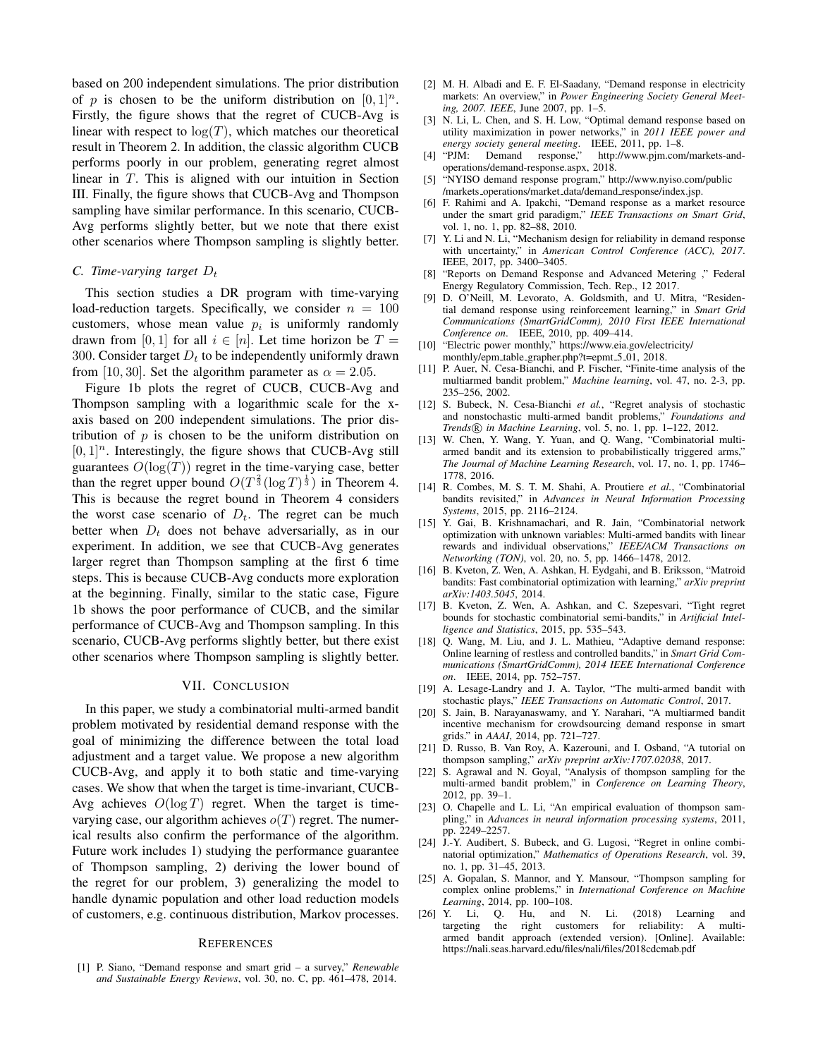based on 200 independent simulations. The prior distribution of $p$ is chosen to be the uniform distribution on $[0,1]^n$. Firstly, the figure shows that the regret of CUCB-Avg is linear with respect to $\log(T)$, which matches our theoretical result in Theorem 2. In addition, the classic algorithm CUCB performs poorly in our problem, generating regret almost linear in $T$. This is aligned with our intuition in Section III. Finally, the figure shows that CUCB-Avg and Thompson sampling have similar performance. In this scenario, CUCB-Avg performs slightly better, but we note that there exist other scenarios where Thompson sampling is slightly better.

### C. Time-varying target $D_t$

This section studies a DR program with time-varying load-reduction targets. Specifically, we consider $n = 100$ customers, whose mean value $p_i$ is uniformly randomly drawn from $[0,1]$ for all $i \in [n]$. Let time horizon be $T = 300$. Consider target $D_t$ to be independently uniformly drawn from $[10, 30]$. Set the algorithm parameter as $\alpha = 2.05$.

Figure 1b plots the regret of CUCB, CUCB-Avg and Thompson sampling with a logarithmic scale for the x-axis based on 200 independent simulations. The prior distribution of $p$ is chosen to be the uniform distribution on $[0,1]^n$. Interestingly, the figure shows that CUCB-Avg still guarantees $O(\log(T))$ regret in the time-varying case, better than the regret upper bound $O(T^{\frac{2}{3}}(\log T)^{\frac{1}{3}})$ in Theorem 4. This is because the regret bound in Theorem 4 considers the worst case scenario of $D_t$. The regret can be much better when $D_t$ does not behave adversarially, as in our experiment. In addition, we see that CUCB-Avg generates larger regret than Thompson sampling at the first 6 time steps. This is because CUCB-Avg conducts more exploration at the beginning. Finally, similar to the static case, Figure 1b shows the poor performance of CUCB, and the similar performance of CUCB-Avg and Thompson sampling. In this scenario, CUCB-Avg performs slightly better, but there exist other scenarios where Thompson sampling is slightly better.

## VII. Conclusion

In this paper, we study a combinatorial multi-armed bandit problem motivated by residential demand response with the goal of minimizing the difference between the total load adjustment and a target value. We propose a new algorithm CUCB-Avg, and apply it to both static and time-varying cases. We show that when the target is time-invariant, CUCB-Avg achieves $O(\log T)$ regret. When the target is time-varying case, our algorithm achieves $o(T)$ regret. The numerical results also confirm the performance of the algorithm. Future work includes 1) studying the performance guarantee of Thompson sampling, 2) deriving the lower bound of the regret for our problem, 3) generalizing the model to handle dynamic population and other load reduction models of customers, e.g. continuous distribution, Markov processes.

## References

[1] P. Siano, "Demand response and smart grid – a survey," *Renewable and Sustainable Energy Reviews*, vol. 30, no. C, pp. 461–478, 2014.

[2] M. H. Albadi and E. F. El-Saadany, "Demand response in electricity markets: An overview," in *Power Engineering Society General Meeting, 2007. IEEE*, June 2007, pp. 1–5.

[3] N. Li, L. Chen, and S. H. Low, "Optimal demand response based on utility maximization in power networks," in *2011 IEEE power and energy society general meeting*. IEEE, 2011, pp. 1–8.

[4] "PJM: Demand response," http://www.pjm.com/markets-and-operations/demand-response.aspx, 2018.

[5] "NYISO demand response program," http://www.nyiso.com/public /markets_operations/market_data/demand_response/index.jsp.

[6] F. Rahimi and A. Ipakchi, "Demand response as a market resource under the smart grid paradigm," *IEEE Transactions on Smart Grid*, vol. 1, no. 1, pp. 82–88, 2010.

[7] Y. Li and N. Li, "Mechanism design for reliability in demand response with uncertainty," in *American Control Conference (ACC), 2017*. IEEE, 2017, pp. 3400–3405.

[8] "Reports on Demand Response and Advanced Metering ," Federal Energy Regulatory Commission, Tech. Rep., 12 2017.

[9] D. O'Neill, M. Levorato, A. Goldsmith, and U. Mitra, "Residential demand response using reinforcement learning," in *Smart Grid Communications (SmartGridComm), 2010 First IEEE International Conference on*. IEEE, 2010, pp. 409–414.

[10] "Electric power monthly," https://www.eia.gov/electricity/ monthly/epm_table_grapher.php?t=epmt_5_01, 2018.

[11] P. Auer, N. Cesa-Bianchi, and P. Fischer, "Finite-time analysis of the multiarmed bandit problem," *Machine learning*, vol. 47, no. 2-3, pp. 235–256, 2002.

[12] S. Bubeck, N. Cesa-Bianchi *et al.*, "Regret analysis of stochastic and nonstochastic multi-armed bandit problems," *Foundations and Trends® in Machine Learning*, vol. 5, no. 1, pp. 1–122, 2012.

[13] W. Chen, Y. Wang, Y. Yuan, and Q. Wang, "Combinatorial multi-armed bandit and its extension to probabilistically triggered arms," *The Journal of Machine Learning Research*, vol. 17, no. 1, pp. 1746–1778, 2016.

[14] R. Combes, M. S. T. M. Shahi, A. Proutiere *et al.*, "Combinatorial bandits revisited," in *Advances in Neural Information Processing Systems*, 2015, pp. 2116–2124.

[15] Y. Gai, B. Krishnamachari, and R. Jain, "Combinatorial network optimization with unknown variables: Multi-armed bandits with linear rewards and individual observations," *IEEE/ACM Transactions on Networking (TON)*, vol. 20, no. 5, pp. 1466–1478, 2012.

[16] B. Kveton, Z. Wen, A. Ashkan, H. Eydgahi, and B. Eriksson, "Matroid bandits: Fast combinatorial optimization with learning," *arXiv preprint arXiv:1403.5045*, 2014.

[17] B. Kveton, Z. Wen, A. Ashkan, and C. Szepesvari, "Tight regret bounds for stochastic combinatorial semi-bandits," in *Artificial Intelligence and Statistics*, 2015, pp. 535–543.

[18] Q. Wang, M. Liu, and J. L. Mathieu, "Adaptive demand response: Online learning of restless and controlled bandits," in *Smart Grid Communications (SmartGridComm), 2014 IEEE International Conference on*. IEEE, 2014, pp. 752–757.

[19] A. Lesage-Landry and J. A. Taylor, "The multi-armed bandit with stochastic plays," *IEEE Transactions on Automatic Control*, 2017.

[20] S. Jain, B. Narayanaswamy, and Y. Narahari, "A multiarmed bandit incentive mechanism for crowdsourcing demand response in smart grids." in *AAAI*, 2014, pp. 721–727.

[21] D. Russo, B. Van Roy, A. Kazerouni, and I. Osband, "A tutorial on thompson sampling," *arXiv preprint arXiv:1707.02038*, 2017.

[22] S. Agrawal and N. Goyal, "Analysis of thompson sampling for the multi-armed bandit problem," in *Conference on Learning Theory*, 2012, pp. 39–1.

[23] O. Chapelle and L. Li, "An empirical evaluation of thompson sampling," in *Advances in neural information processing systems*, 2011, pp. 2249–2257.

[24] J.-Y. Audibert, S. Bubeck, and G. Lugosi, "Regret in online combinatorial optimization," *Mathematics of Operations Research*, vol. 39, no. 1, pp. 31–45, 2013.

[25] A. Gopalan, S. Mannor, and Y. Mansour, "Thompson sampling for complex online problems," in *International Conference on Machine Learning*, 2014, pp. 100–108.

[26] Y. Li, Q. Hu, and N. Li. (2018) Learning and targeting the right customers for reliability: A multi-armed bandit approach (extended version). [Online]. Available: https://nali.seas.harvard.edu/files/nali/files/2018cdcmab.pdf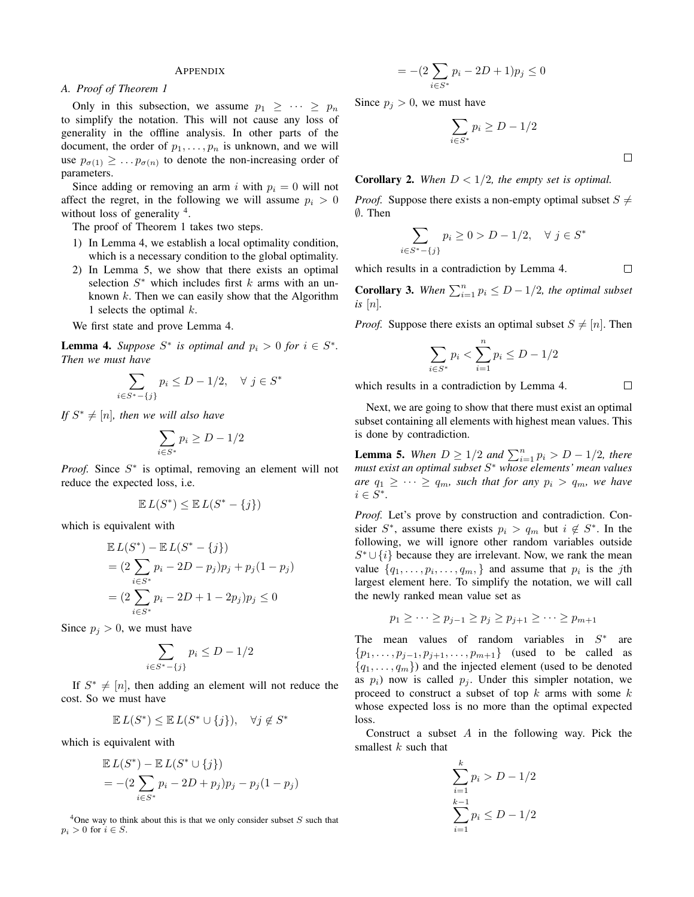# Appendix

## A. Proof of Theorem 1

Only in this subsection, we assume $p_1 \geq \cdots \geq p_n$ to simplify the notation. This will not cause any loss of generality in the offline analysis. In other parts of the document, the order of $p_1, \ldots, p_n$ is unknown, and we will use $p_{\sigma(1)} \geq \ldots p_{\sigma(n)}$ to denote the non-increasing order of parameters.

Since adding or removing an arm $i$ with $p_i = 0$ will not affect the regret, in the following we will assume $p_i > 0$ without loss of generality [4].

The proof of Theorem 1 takes two steps.

1) In Lemma 4, we establish a local optimality condition, which is a necessary condition to the global optimality.
2) In Lemma 5, we show that there exists an optimal selection $S^*$ which includes first $k$ arms with an unknown $k$. Then we can easily show that the Algorithm 1 selects the optimal $k$.

We first state and prove Lemma 4.

**Lemma 4.** *Suppose $S^*$ is optimal and $p_i > 0$ for $i \in S^*$. Then we must have*

$$\sum_{i \in S^* - \{j\}} p_i \leq D - 1/2, \quad \forall\, j \in S^*$$

*If $S^* \neq [n]$, then we will also have*

$$\sum_{i \in S^*} p_i \geq D - 1/2$$

*Proof.* Since $S^*$ is optimal, removing an element will not reduce the expected loss, i.e.

$$\mathbb{E}\, L(S^*) \leq \mathbb{E}\, L(S^* - \{j\})$$

which is equivalent with

$$\begin{aligned}
&\mathbb{E}\, L(S^*) - \mathbb{E}\, L(S^* - \{j\}) \\
&= (2 \sum_{i \in S^*} p_i - 2D - p_j) p_j + p_j(1 - p_j) \\
&= (2 \sum_{i \in S^*} p_i - 2D + 1 - 2p_j) p_j \leq 0
\end{aligned}$$

Since $p_j > 0$, we must have

$$\sum_{i \in S^* - \{j\}} p_i \leq D - 1/2$$

If $S^* \neq [n]$, then adding an element will not reduce the cost. So we must have

$$\mathbb{E}\, L(S^*) \leq \mathbb{E}\, L(S^* \cup \{j\}), \quad \forall j \notin S^*$$

which is equivalent with

$$\begin{aligned}
&\mathbb{E}\, L(S^*) - \mathbb{E}\, L(S^* \cup \{j\}) \\
&= -(2 \sum_{i \in S^*} p_i - 2D + p_j) p_j - p_j(1 - p_j) \\
&= -(2 \sum_{i \in S^*} p_i - 2D + 1) p_j \leq 0
\end{aligned}$$

Since $p_j > 0$, we must have

$$\sum_{i \in S^*} p_i \geq D - 1/2$$

□

**Corollary 2.** *When $D < 1/2$, the empty set is optimal.*

*Proof.* Suppose there exists a non-empty optimal subset $S \neq \emptyset$. Then

$$\sum_{i \in S^* - \{j\}} p_i \geq 0 > D - 1/2, \quad \forall\, j \in S^*$$

which results in a contradiction by Lemma 4. □

**Corollary 3.** *When $\sum_{i=1}^n p_i \leq D - 1/2$, the optimal subset is $[n]$.*

*Proof.* Suppose there exists an optimal subset $S \neq [n]$. Then

$$\sum_{i \in S^*} p_i < \sum_{i=1}^n p_i \leq D - 1/2$$

which results in a contradiction by Lemma 4. □

Next, we are going to show that there must exist an optimal subset containing all elements with highest mean values. This is done by contradiction.

**Lemma 5.** *When $D \geq 1/2$ and $\sum_{i=1}^n p_i > D - 1/2$, there must exist an optimal subset $S^*$ whose elements' mean values are $q_1 \geq \cdots \geq q_m$, such that for any $p_i > q_m$, we have $i \in S^*$.*

*Proof.* Let's prove by construction and contradiction. Consider $S^*$, assume there exists $p_i > q_m$ but $i \notin S^*$. In the following, we will ignore other random variables outside $S^* \cup \{i\}$ because they are irrelevant. Now, we rank the mean value $\{q_1, \ldots, p_i, \ldots, q_m,\}$ and assume that $p_i$ is the $j$th largest element here. To simplify the notation, we will call the newly ranked mean value set as

$$p_1 \geq \cdots \geq p_{j-1} \geq p_j \geq p_{j+1} \geq \cdots \geq p_{m+1}$$

The mean values of random variables in $S^*$ are $\{p_1, \ldots, p_{j-1}, p_{j+1}, \ldots, p_{m+1}\}$ (used to be called as $\{q_1, \ldots, q_m\}$) and the injected element (used to be denoted as $p_i$) now is called $p_j$. Under this simpler notation, we proceed to construct a subset of top $k$ arms with some $k$ whose expected loss is no more than the optimal expected loss.

Construct a subset $A$ in the following way. Pick the smallest $k$ such that

$$\sum_{i=1}^k p_i > D - 1/2$$
$$\sum_{i=1}^{k-1} p_i \leq D - 1/2$$

[4] One way to think about this is that we only consider subset $S$ such that $p_i > 0$ for $i \in S$.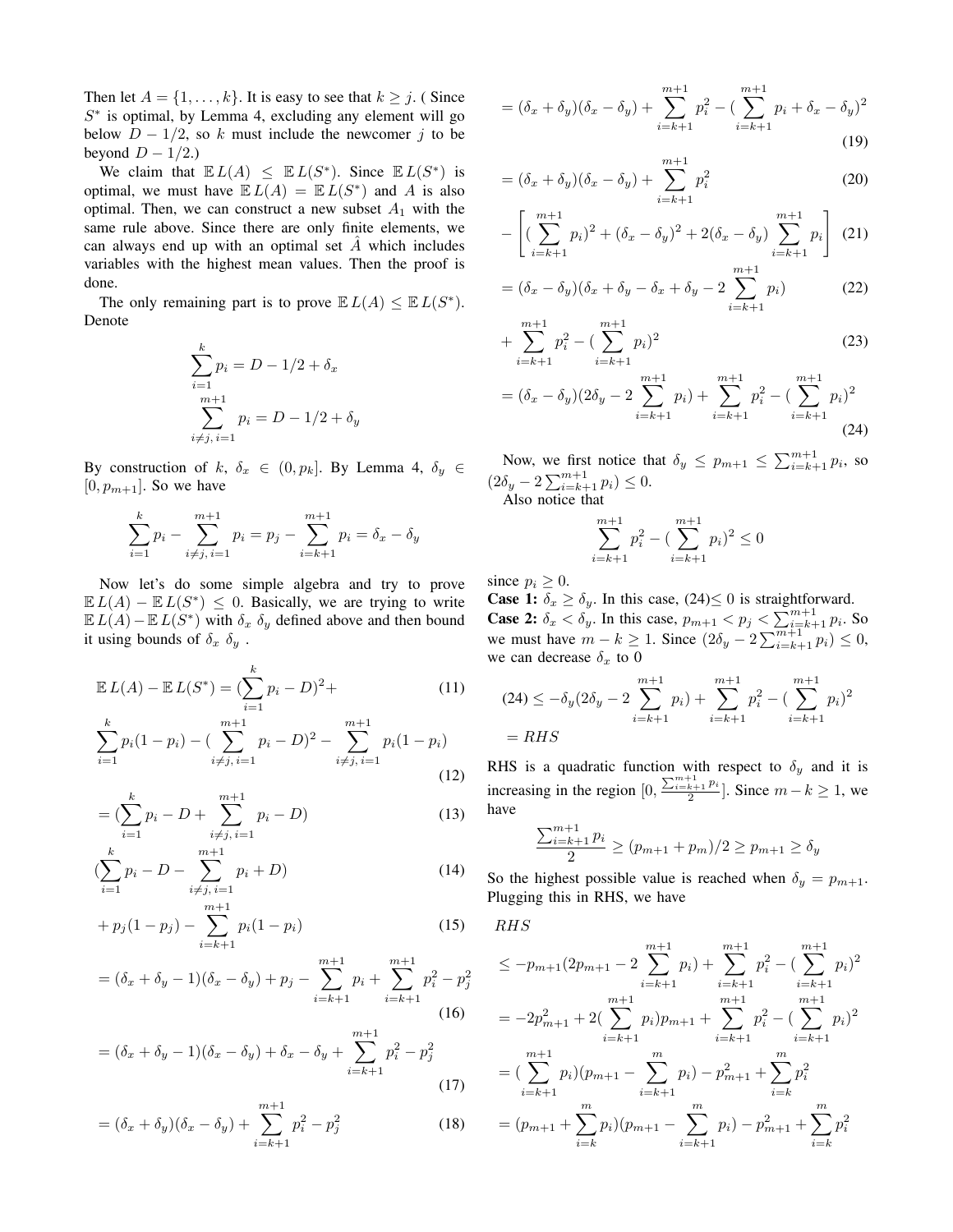Then let $A = \{1, \ldots, k\}$. It is easy to see that $k \geq j$. ( Since $S^*$ is optimal, by Lemma 4, excluding any element will go below $D - 1/2$, so $k$ must include the newcomer $j$ to be beyond $D - 1/2$.)

We claim that $\mathbb{E}\, L(A) \leq \mathbb{E}\, L(S^*)$. Since $\mathbb{E}\, L(S^*)$ is optimal, we must have $\mathbb{E}\, L(A) = \mathbb{E}\, L(S^*)$ and $A$ is also optimal. Then, we can construct a new subset $A_1$ with the same rule above. Since there are only finite elements, we can always end up with an optimal set $\hat{A}$ which includes variables with the highest mean values. Then the proof is done.

The only remaining part is to prove $\mathbb{E}\, L(A) \leq \mathbb{E}\, L(S^*)$. Denote

$$\sum_{i=1}^{k} p_i = D - 1/2 + \delta_x$$

$$\sum_{i \neq j,\, i=1}^{m+1} p_i = D - 1/2 + \delta_y$$

By construction of $k$, $\delta_x \in (0, p_k]$. By Lemma 4, $\delta_y \in [0, p_{m+1}]$. So we have

$$\sum_{i=1}^{k} p_i - \sum_{i \neq j,\, i=1}^{m+1} p_i = p_j - \sum_{i=k+1}^{m+1} p_i = \delta_x - \delta_y$$

Now let's do some simple algebra and try to prove $\mathbb{E}\, L(A) - \mathbb{E}\, L(S^*) \leq 0$. Basically, we are trying to write $\mathbb{E}\, L(A) - \mathbb{E}\, L(S^*)$ with $\delta_x$ $\delta_y$ defined above and then bound it using bounds of $\delta_x$ $\delta_y$ .

$$\mathbb{E}\, L(A) - \mathbb{E}\, L(S^*) = (\sum_{i=1}^{k} p_i - D)^2 + \tag{11}$$

$$\sum_{i=1}^{k} p_i(1-p_i) - (\sum_{i \neq j,\, i=1}^{m+1} p_i - D)^2 - \sum_{i \neq j,\, i=1}^{m+1} p_i(1-p_i) \tag{12}$$

$$= (\sum_{i=1}^{k} p_i - D + \sum_{i \neq j,\, i=1}^{m+1} p_i - D) \tag{13}$$

$$(\sum_{i=1}^{k} p_i - D - \sum_{i \neq j,\, i=1}^{m+1} p_i + D) \tag{14}$$

$$+ p_j(1-p_j) - \sum_{i=k+1}^{m+1} p_i(1-p_i) \tag{15}$$

$$= (\delta_x + \delta_y - 1)(\delta_x - \delta_y) + p_j - \sum_{i=k+1}^{m+1} p_i + \sum_{i=k+1}^{m+1} p_i^2 - p_j^2 \tag{16}$$

$$= (\delta_x + \delta_y - 1)(\delta_x - \delta_y) + \delta_x - \delta_y + \sum_{i=k+1}^{m+1} p_i^2 - p_j^2 \tag{17}$$

$$= (\delta_x + \delta_y)(\delta_x - \delta_y) + \sum_{i=k+1}^{m+1} p_i^2 - p_j^2 \tag{18}$$

$$= (\delta_x + \delta_y)(\delta_x - \delta_y) + \sum_{i=k+1}^{m+1} p_i^2 - (\sum_{i=k+1}^{m+1} p_i + \delta_x - \delta_y)^2 \tag{19}$$

$$= (\delta_x + \delta_y)(\delta_x - \delta_y) + \sum_{i=k+1}^{m+1} p_i^2 \tag{20}$$

$$- \left[ (\sum_{i=k+1}^{m+1} p_i)^2 + (\delta_x - \delta_y)^2 + 2(\delta_x - \delta_y) \sum_{i=k+1}^{m+1} p_i \right] \tag{21}$$

$$= (\delta_x - \delta_y)(\delta_x + \delta_y - \delta_x + \delta_y - 2 \sum_{i=k+1}^{m+1} p_i) \tag{22}$$

$$+ \sum_{i=k+1}^{m+1} p_i^2 - (\sum_{i=k+1}^{m+1} p_i)^2 \tag{23}$$

$$= (\delta_x - \delta_y)(2\delta_y - 2 \sum_{i=k+1}^{m+1} p_i) + \sum_{i=k+1}^{m+1} p_i^2 - (\sum_{i=k+1}^{m+1} p_i)^2 \tag{24}$$

Now, we first notice that $\delta_y \leq p_{m+1} \leq \sum_{i=k+1}^{m+1} p_i$, so $(2\delta_y - 2\sum_{i=k+1}^{m+1} p_i) \leq 0$.

Also notice that

$$\sum_{i=k+1}^{m+1} p_i^2 - (\sum_{i=k+1}^{m+1} p_i)^2 \leq 0$$

since $p_i \geq 0$.

**Case 1:** $\delta_x \geq \delta_y$. In this case, (24)$\leq 0$ is straightforward.

**Case 2:** $\delta_x < \delta_y$. In this case, $p_{m+1} < p_j < \sum_{i=k+1}^{m+1} p_i$. So we must have $m - k \geq 1$. Since $(2\delta_y - 2\sum_{i=k+1}^{m+1} p_i) \leq 0$, we can decrease $\delta_x$ to 0

$$(24) \leq -\delta_y(2\delta_y - 2\sum_{i=k+1}^{m+1} p_i) + \sum_{i=k+1}^{m+1} p_i^2 - (\sum_{i=k+1}^{m+1} p_i)^2$$
$$= RHS$$

RHS is a quadratic function with respect to $\delta_y$ and it is increasing in the region $[0, \frac{\sum_{i=k+1}^{m+1} p_i}{2}]$. Since $m - k \geq 1$, we have

$$\frac{\sum_{i=k+1}^{m+1} p_i}{2} \geq (p_{m+1} + p_m)/2 \geq p_{m+1} \geq \delta_y$$

So the highest possible value is reached when $\delta_y = p_{m+1}$. Plugging this in RHS, we have

$$\begin{aligned}
&RHS \\
&\leq -p_{m+1}(2p_{m+1} - 2\sum_{i=k+1}^{m+1} p_i) + \sum_{i=k+1}^{m+1} p_i^2 - (\sum_{i=k+1}^{m+1} p_i)^2 \\
&= -2p_{m+1}^2 + 2(\sum_{i=k+1}^{m+1} p_i)p_{m+1} + \sum_{i=k+1}^{m+1} p_i^2 - (\sum_{i=k+1}^{m+1} p_i)^2 \\
&= (\sum_{i=k+1}^{m+1} p_i)(p_{m+1} - \sum_{i=k+1}^{m} p_i) - p_{m+1}^2 + \sum_{i=k}^{m} p_i^2 \\
&= (p_{m+1} + \sum_{i=k}^{m} p_i)(p_{m+1} - \sum_{i=k+1}^{m} p_i) - p_{m+1}^2 + \sum_{i=k}^{m} p_i^2
\end{aligned}$$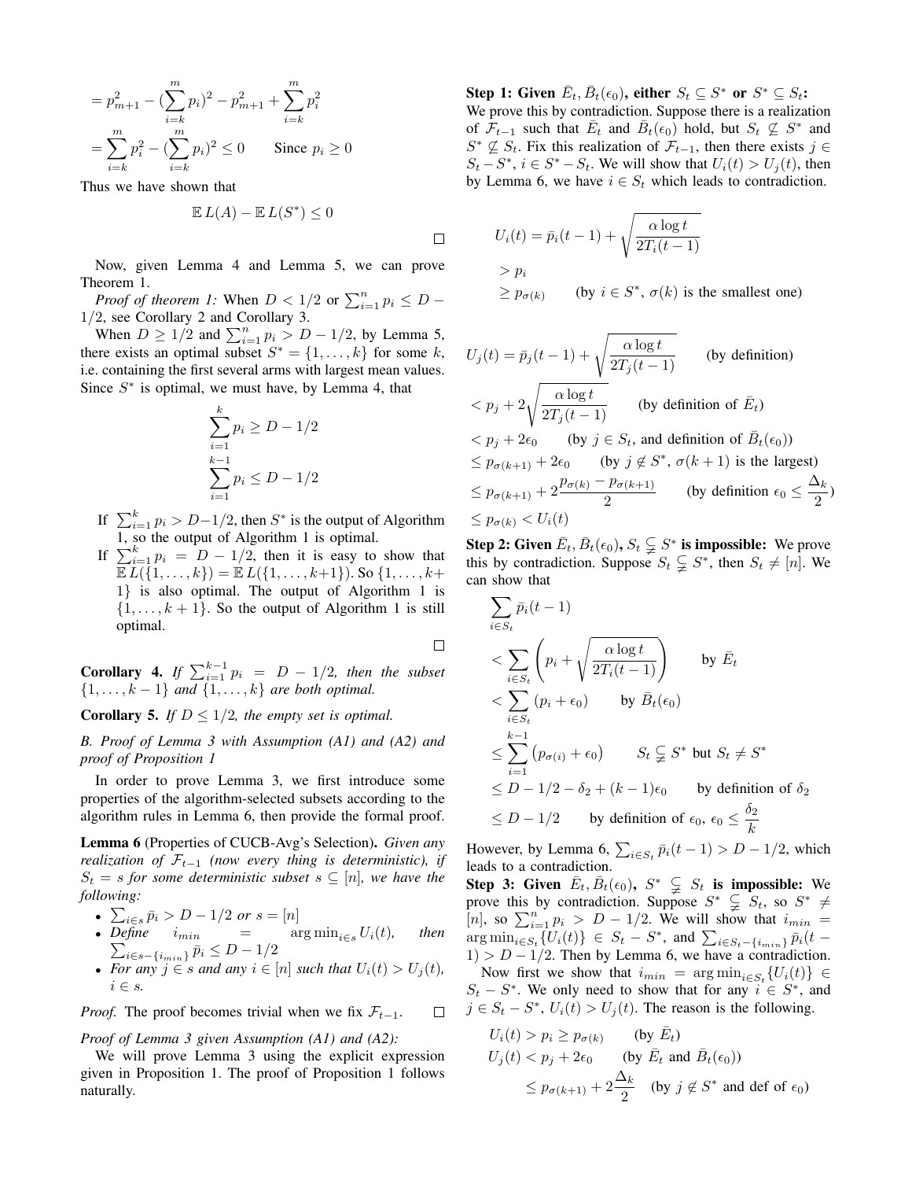$$= p_{m+1}^2 - (\sum_{i=k}^{m} p_i)^2 - p_{m+1}^2 + \sum_{i=k}^{m} p_i^2$$

$$= \sum_{i=k}^{m} p_i^2 - (\sum_{i=k}^{m} p_i)^2 \le 0 \qquad \text{Since } p_i \ge 0$$

Thus we have shown that

$$\mathbb{E}\, L(A) - \mathbb{E}\, L(S^*) \le 0$$

□

Now, given Lemma 4 and Lemma 5, we can prove Theorem 1.

*Proof of theorem 1:* When $D < 1/2$ or $\sum_{i=1}^n p_i \le D - 1/2$, see Corollary 2 and Corollary 3.

When $D \ge 1/2$ and $\sum_{i=1}^n p_i > D - 1/2$, by Lemma 5, there exists an optimal subset $S^* = \{1, \ldots, k\}$ for some $k$, i.e. containing the first several arms with largest mean values. Since $S^*$ is optimal, we must have, by Lemma 4, that

$$\sum_{i=1}^{k} p_i \ge D - 1/2$$
$$\sum_{i=1}^{k-1} p_i \le D - 1/2$$

- If $\sum_{i=1}^k p_i > D - 1/2$, then $S^*$ is the output of Algorithm 1, so the output of Algorithm 1 is optimal.
- If $\sum_{i=1}^k p_i = D - 1/2$, then it is easy to show that $\mathbb{E}\, L(\{1, \ldots, k\}) = \mathbb{E}\, L(\{1, \ldots, k+1\})$. So $\{1, \ldots, k+1\}$ is also optimal. The output of Algorithm 1 is $\{1, \ldots, k+1\}$. So the output of Algorithm 1 is still optimal.

□

**Corollary 4.** *If $\sum_{i=1}^{k-1} p_i = D - 1/2$, then the subset $\{1, \ldots, k-1\}$ and $\{1, \ldots, k\}$ are both optimal.*

**Corollary 5.** *If $D \le 1/2$, the empty set is optimal.*

### *B. Proof of Lemma 3 with Assumption (A1) and (A2) and proof of Proposition 1*

In order to prove Lemma 3, we first introduce some properties of the algorithm-selected subsets according to the algorithm rules in Lemma 6, then provide the formal proof.

**Lemma 6** (Properties of CUCB-Avg's Selection). *Given any realization of $\mathcal{F}_{t-1}$ (now every thing is deterministic), if $S_t = s$ for some deterministic subset $s \subseteq [n]$, we have the following:*

- *$\sum_{i \in s} \bar{p}_i > D - 1/2$ or $s = [n]$*
- *Define $i_{min} = \arg\min_{i \in s} U_i(t)$, then $\sum_{i \in s - \{i_{min}\}} \bar{p}_i \le D - 1/2$*
- *For any $j \in s$ and any $i \in [n]$ such that $U_i(t) > U_j(t)$, $i \in s$.*

*Proof.* The proof becomes trivial when we fix $\mathcal{F}_{t-1}$. □

*Proof of Lemma 3 given Assumption (A1) and (A2):*

We will prove Lemma 3 using the explicit expression given in Proposition 1. The proof of Proposition 1 follows naturally.

**Step 1: Given $\bar{E}_t, \bar{B}_t(\epsilon_0)$, either $S_t \subseteq S^*$ or $S^* \subseteq S_t$:** We prove this by contradiction. Suppose there is a realization of $\mathcal{F}_{t-1}$ such that $\bar{E}_t$ and $\bar{B}_t(\epsilon_0)$ hold, but $S_t \not\subseteq S^*$ and $S^* \not\subseteq S_t$. Fix this realization of $\mathcal{F}_{t-1}$, then there exists $j \in S_t - S^*$, $i \in S^* - S_t$. We will show that $U_i(t) > U_j(t)$, then by Lemma 6, we have $i \in S_t$ which leads to contradiction.

$$\begin{aligned}
U_i(t) &= \bar{p}_i(t-1) + \sqrt{\frac{\alpha \log t}{2T_i(t-1)}} \\
&> p_i \\
&\ge p_{\sigma(k)} \qquad \text{(by } i \in S^*, \sigma(k) \text{ is the smallest one)}
\end{aligned}$$

$$\begin{aligned}
U_j(t) &= \bar{p}_j(t-1) + \sqrt{\frac{\alpha \log t}{2T_j(t-1)}} \qquad \text{(by definition)} \\
&< p_j + 2\sqrt{\frac{\alpha \log t}{2T_j(t-1)}} \qquad \text{(by definition of } \bar{E}_t) \\
&< p_j + 2\epsilon_0 \qquad \text{(by } j \in S_t \text{, and definition of } \bar{B}_t(\epsilon_0)) \\
&\le p_{\sigma(k+1)} + 2\epsilon_0 \qquad \text{(by } j \notin S^*, \sigma(k+1) \text{ is the largest)} \\
&\le p_{\sigma(k+1)} + 2\frac{p_{\sigma(k)} - p_{\sigma(k+1)}}{2} \qquad \text{(by definition } \epsilon_0 \le \frac{\Delta_k}{2}) \\
&\le p_{\sigma(k)} < U_i(t)
\end{aligned}$$

**Step 2: Given $\bar{E}_t, \bar{B}_t(\epsilon_0)$, $S_t \subsetneqq S^*$ is impossible:** We prove this by contradiction. Suppose $S_t \subsetneqq S^*$, then $S_t \neq [n]$. We can show that

$$\begin{aligned}
&\sum_{i \in S_t} \bar{p}_i(t-1) \\
&< \sum_{i \in S_t} \left( p_i + \sqrt{\frac{\alpha \log t}{2T_i(t-1)}} \right) \qquad \text{by } \bar{E}_t \\
&< \sum_{i \in S_t} (p_i + \epsilon_0) \qquad \text{by } \bar{B}_t(\epsilon_0) \\
&\le \sum_{i=1}^{k-1} \left( p_{\sigma(i)} + \epsilon_0 \right) \qquad S_t \subsetneqq S^* \text{ but } S_t \neq S^* \\
&\le D - 1/2 - \delta_2 + (k-1)\epsilon_0 \qquad \text{by definition of } \delta_2 \\
&\le D - 1/2 \qquad \text{by definition of } \epsilon_0, \ \epsilon_0 \le \frac{\delta_2}{k}
\end{aligned}$$

However, by Lemma 6, $\sum_{i \in S_t} \bar{p}_i(t-1) > D - 1/2$, which leads to a contradiction.

**Step 3: Given $\bar{E}_t, \bar{B}_t(\epsilon_0)$, $S^* \subsetneqq S_t$ is impossible:** We prove this by contradiction. Suppose $S^* \subsetneqq S_t$, so $S^* \neq [n]$, so $\sum_{i=1}^n p_i > D - 1/2$. We will show that $i_{min} = \arg\min_{i \in S_t} \{U_i(t)\} \in S_t - S^*$, and $\sum_{i \in S_t - \{i_{min}\}} \bar{p}_i(t-1) > D - 1/2$. Then by Lemma 6, we have a contradiction.

Now first we show that $i_{min} = \arg\min_{i \in S_t} \{U_i(t)\} \in S_t - S^*$. We only need to show that for any $i \in S^*$, and $j \in S_t - S^*$, $U_i(t) > U_j(t)$. The reason is the following.

$$\begin{aligned}
U_i(t) &> p_i \ge p_{\sigma(k)} \qquad \text{(by } \bar{E}_t) \\
U_j(t) &< p_j + 2\epsilon_0 \qquad \text{(by } \bar{E}_t \text{ and } \bar{B}_t(\epsilon_0)) \\
&\le p_{\sigma(k+1)} + 2\frac{\Delta_k}{2} \qquad \text{(by } j \notin S^* \text{ and def of } \epsilon_0)
\end{aligned}$$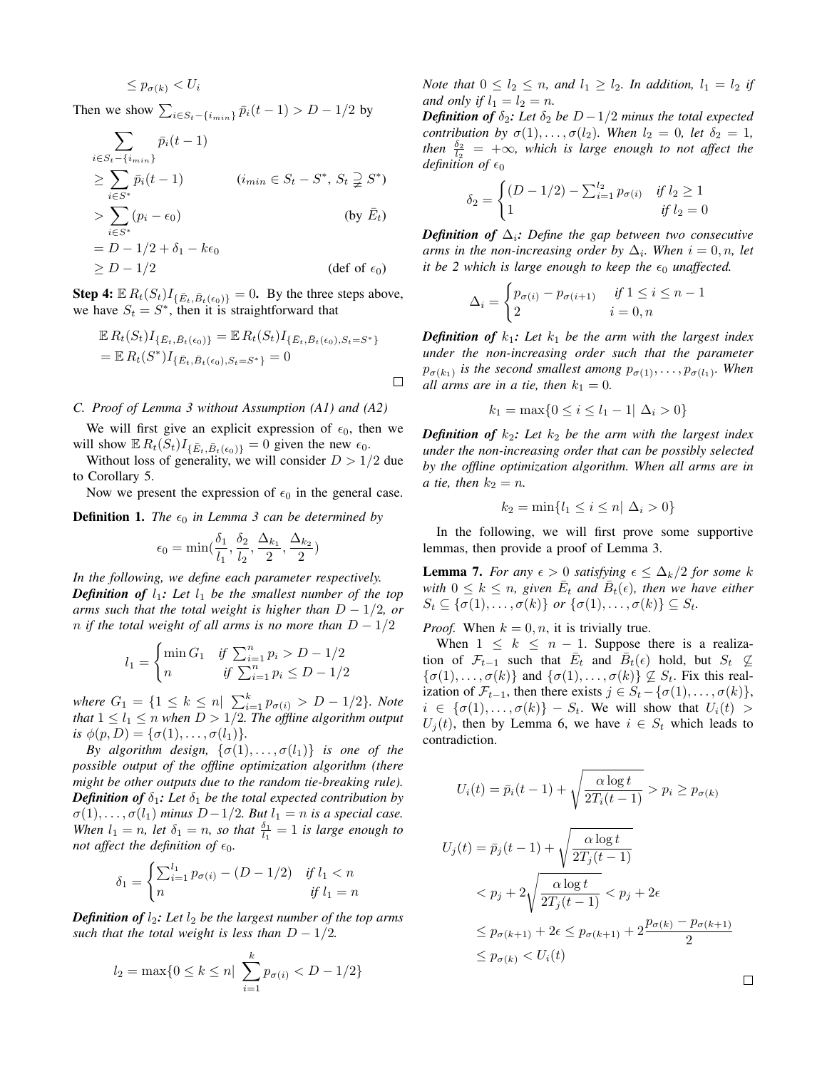$$\leq p_{\sigma(k)} < U_i$$

Then we show $\sum_{i \in S_t - \{i_{min}\}} \bar{p}_i(t-1) > D - 1/2$ by

$$
\begin{aligned}
&\sum_{i \in S_t - \{i_{min}\}} \bar{p}_i(t-1) \\
&\geq \sum_{i \in S^*} \bar{p}_i(t-1) \qquad (i_{min} \in S_t - S^*,\ S_t \supsetneq S^*) \\
&> \sum_{i \in S^*} (p_i - \epsilon_0) \qquad\qquad\qquad (\text{by } \bar{E}_t) \\
&= D - 1/2 + \delta_1 - k\epsilon_0 \\
&\geq D - 1/2 \qquad\qquad\qquad\qquad (\text{def of } \epsilon_0)
\end{aligned}
$$

**Step 4:** $\mathbb{E}\, R_t(S_t) I_{\{\bar{E}_t, \bar{B}_t(\epsilon_0)\}} = 0$**.** By the three steps above, we have $S_t = S^*$, then it is straightforward that

$$
\begin{aligned}
&\mathbb{E}\, R_t(S_t) I_{\{\bar{E}_t, \bar{B}_t(\epsilon_0)\}} = \mathbb{E}\, R_t(S_t) I_{\{\bar{E}_t, \bar{B}_t(\epsilon_0), S_t = S^*\}} \\
&= \mathbb{E}\, R_t(S^*) I_{\{\bar{E}_t, \bar{B}_t(\epsilon_0), S_t = S^*\}} = 0
\end{aligned}
$$

□

### C. Proof of Lemma 3 without Assumption (A1) and (A2)

We will first give an explicit expression of $\epsilon_0$, then we will show $\mathbb{E}\, R_t(S_t) I_{\{\bar{E}_t, \bar{B}_t(\epsilon_0)\}} = 0$ given the new $\epsilon_0$.

Without loss of generality, we will consider $D > 1/2$ due to Corollary 5.

Now we present the expression of $\epsilon_0$ in the general case.

**Definition 1.** *The $\epsilon_0$ in Lemma 3 can be determined by*

$$\epsilon_0 = \min\left(\frac{\delta_1}{l_1}, \frac{\delta_2}{l_2}, \frac{\Delta_{k_1}}{2}, \frac{\Delta_{k_2}}{2}\right)$$

*In the following, we define each parameter respectively.*

***Definition of** $l_1$: Let $l_1$ be the smallest number of the top arms such that the total weight is higher than $D - 1/2$, or $n$ if the total weight of all arms is no more than $D - 1/2$*

$$l_1 = \begin{cases} \min G_1 & \text{if } \sum_{i=1}^n p_i > D - 1/2 \\ n & \text{if } \sum_{i=1}^n p_i \leq D - 1/2 \end{cases}$$

*where $G_1 = \{1 \leq k \leq n \mid \sum_{i=1}^k p_{\sigma(i)} > D - 1/2\}$. Note that $1 \leq l_1 \leq n$ when $D > 1/2$. The offline algorithm output is $\phi(p, D) = \{\sigma(1), \ldots, \sigma(l_1)\}$.*

*By algorithm design, $\{\sigma(1), \ldots, \sigma(l_1)\}$ is one of the possible output of the offline optimization algorithm (there might be other outputs due to the random tie-breaking rule).*

***Definition of** $\delta_1$: Let $\delta_1$ be the total expected contribution by $\sigma(1), \ldots, \sigma(l_1)$ minus $D - 1/2$. But $l_1 = n$ is a special case. When $l_1 = n$, let $\delta_1 = n$, so that $\frac{\delta_1}{l_1} = 1$ is large enough to not affect the definition of $\epsilon_0$.*

$$\delta_1 = \begin{cases} \sum_{i=1}^{l_1} p_{\sigma(i)} - (D - 1/2) & \text{if } l_1 < n \\ n & \text{if } l_1 = n \end{cases}$$

***Definition of** $l_2$: Let $l_2$ be the largest number of the top arms such that the total weight is less than $D - 1/2$.*

$$l_2 = \max\{0 \leq k \leq n \mid \sum_{i=1}^k p_{\sigma(i)} < D - 1/2\}$$

*Note that $0 \leq l_2 \leq n$, and $l_1 \geq l_2$. In addition, $l_1 = l_2$ if and only if $l_1 = l_2 = n$.*

***Definition of** $\delta_2$: Let $\delta_2$ be $D - 1/2$ minus the total expected contribution by $\sigma(1), \ldots, \sigma(l_2)$. When $l_2 = 0$, let $\delta_2 = 1$, then $\frac{\delta_2}{l_2} = +\infty$, which is large enough to not affect the definition of $\epsilon_0$*

$$\delta_2 = \begin{cases} (D - 1/2) - \sum_{i=1}^{l_2} p_{\sigma(i)} & \text{if } l_2 \geq 1 \\ 1 & \text{if } l_2 = 0 \end{cases}$$

***Definition of** $\Delta_i$: Define the gap between two consecutive arms in the non-increasing order by $\Delta_i$. When $i = 0, n$, let it be 2 which is large enough to keep the $\epsilon_0$ unaffected.*

$$\Delta_i = \begin{cases} p_{\sigma(i)} - p_{\sigma(i+1)} & \text{if } 1 \leq i \leq n-1 \\ 2 & i = 0, n \end{cases}$$

***Definition of** $k_1$: Let $k_1$ be the arm with the largest index under the non-increasing order such that the parameter $p_{\sigma(k_1)}$ is the second smallest among $p_{\sigma(1)}, \ldots, p_{\sigma(l_1)}$. When all arms are in a tie, then $k_1 = 0$.*

$$k_1 = \max\{0 \leq i \leq l_1 - 1 \mid \Delta_i > 0\}$$

***Definition of** $k_2$: Let $k_2$ be the arm with the largest index under the non-increasing order that can be possibly selected by the offline optimization algorithm. When all arms are in a tie, then $k_2 = n$.*

$$k_2 = \min\{l_1 \leq i \leq n \mid \Delta_i > 0\}$$

In the following, we will first prove some supportive lemmas, then provide a proof of Lemma 3.

**Lemma 7.** *For any $\epsilon > 0$ satisfying $\epsilon \leq \Delta_k/2$ for some $k$ with $0 \leq k \leq n$, given $\bar{E}_t$ and $\bar{B}_t(\epsilon)$, then we have either $S_t \subseteq \{\sigma(1), \ldots, \sigma(k)\}$ or $\{\sigma(1), \ldots, \sigma(k)\} \subseteq S_t$.*

*Proof.* When $k = 0, n$, it is trivially true.

When $1 \leq k \leq n-1$. Suppose there is a realization of $\mathcal{F}_{t-1}$ such that $\bar{E}_t$ and $\bar{B}_t(\epsilon)$ hold, but $S_t \not\subseteq \{\sigma(1), \ldots, \sigma(k)\}$ and $\{\sigma(1), \ldots, \sigma(k)\} \not\subseteq S_t$. Fix this realization of $\mathcal{F}_{t-1}$, then there exists $j \in S_t - \{\sigma(1), \ldots, \sigma(k)\}$, $i \in \{\sigma(1), \ldots, \sigma(k)\} - S_t$. We will show that $U_i(t) > U_j(t)$, then by Lemma 6, we have $i \in S_t$ which leads to contradiction.

$$U_i(t) = \bar{p}_i(t-1) + \sqrt{\frac{\alpha \log t}{2T_i(t-1)}} > p_i \geq p_{\sigma(k)}$$

$$
\begin{aligned}
U_j(t) &= \bar{p}_j(t-1) + \sqrt{\frac{\alpha \log t}{2T_j(t-1)}} \\
&< p_j + 2\sqrt{\frac{\alpha \log t}{2T_j(t-1)}} < p_j + 2\epsilon \\
&\leq p_{\sigma(k+1)} + 2\epsilon \leq p_{\sigma(k+1)} + 2\frac{p_{\sigma(k)} - p_{\sigma(k+1)}}{2} \\
&\leq p_{\sigma(k)} < U_i(t)
\end{aligned}
$$

□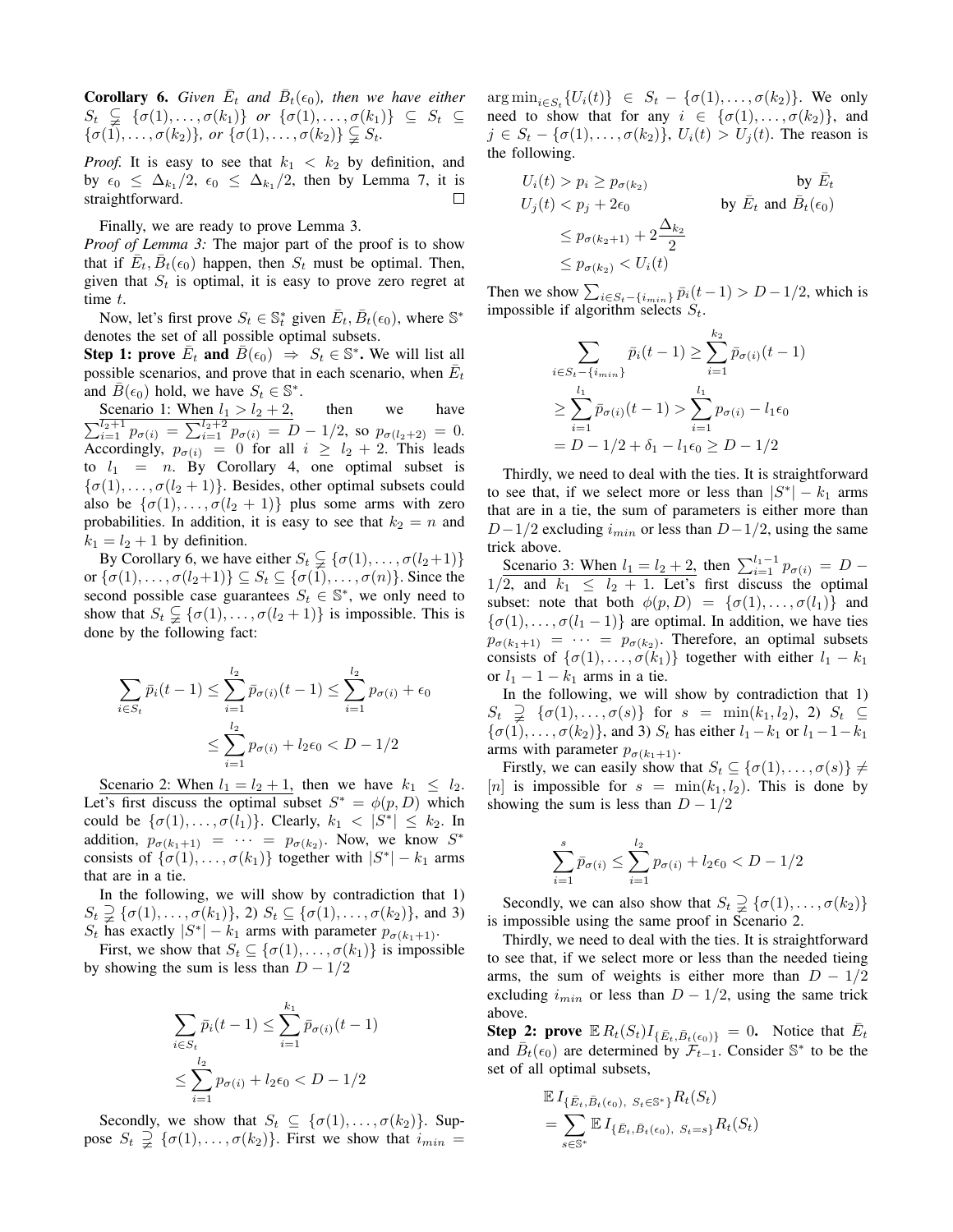**Corollary 6.** *Given $\bar{E}_t$ and $\bar{B}_t(\epsilon_0)$, then we have either $S_t \subsetneqq \{\sigma(1), \ldots, \sigma(k_1)\}$ or $\{\sigma(1), \ldots, \sigma(k_1)\} \subseteq S_t \subseteq \{\sigma(1), \ldots, \sigma(k_2)\}$, or $\{\sigma(1), \ldots, \sigma(k_2)\} \subsetneqq S_t$.*

*Proof.* It is easy to see that $k_1 < k_2$ by definition, and by $\epsilon_0 \leq \Delta_{k_1}/2$, $\epsilon_0 \leq \Delta_{k_1}/2$, then by Lemma 7, it is straightforward. □

Finally, we are ready to prove Lemma 3.

*Proof of Lemma 3:* The major part of the proof is to show that if $\bar{E}_t, \bar{B}_t(\epsilon_0)$ happen, then $S_t$ must be optimal. Then, given that $S_t$ is optimal, it is easy to prove zero regret at time $t$.

Now, let's first prove $S_t \in \mathbb{S}_t^*$ given $\bar{E}_t, \bar{B}_t(\epsilon_0)$, where $\mathbb{S}^*$ denotes the set of all possible optimal subsets.

**Step 1: prove $\bar{E}_t$ and $\bar{B}(\epsilon_0) \Rightarrow S_t \in \mathbb{S}^*$.** We will list all possible scenarios, and prove that in each scenario, when $\bar{E}_t$ and $\bar{B}(\epsilon_0)$ hold, we have $S_t \in \mathbb{S}^*$.

Scenario 1: When $l_1 > l_2 + 2$, then we have $\sum_{i=1}^{l_2+1} p_{\sigma(i)} = \sum_{i=1}^{l_2+2} p_{\sigma(i)} = D - 1/2$, so $p_{\sigma(l_2+2)} = 0$. Accordingly, $p_{\sigma(i)} = 0$ for all $i \geq l_2 + 2$. This leads to $l_1 = n$. By Corollary 4, one optimal subset is $\{\sigma(1), \ldots, \sigma(l_2 + 1)\}$. Besides, other optimal subsets could also be $\{\sigma(1), \ldots, \sigma(l_2 + 1)\}$ plus some arms with zero probabilities. In addition, it is easy to see that $k_2 = n$ and $k_1 = l_2 + 1$ by definition.

By Corollary 6, we have either $S_t \subsetneqq \{\sigma(1), \ldots, \sigma(l_2+1)\}$ or $\{\sigma(1), \ldots, \sigma(l_2+1)\} \subseteq S_t \subseteq \{\sigma(1), \ldots, \sigma(n)\}$. Since the second possible case guarantees $S_t \in \mathbb{S}^*$, we only need to show that $S_t \subsetneqq \{\sigma(1), \ldots, \sigma(l_2 + 1)\}$ is impossible. This is done by the following fact:

$$\sum_{i \in S_t} \bar{p}_i(t-1) \leq \sum_{i=1}^{l_2} \bar{p}_{\sigma(i)}(t-1) \leq \sum_{i=1}^{l_2} p_{\sigma(i)} + \epsilon_0$$
$$\leq \sum_{i=1}^{l_2} p_{\sigma(i)} + l_2\epsilon_0 < D - 1/2$$

Scenario 2: When $l_1 = l_2 + 1$, then we have $k_1 \leq l_2$. Let's first discuss the optimal subset $S^* = \phi(p, D)$ which could be $\{\sigma(1), \ldots, \sigma(l_1)\}$. Clearly, $k_1 < |S^*| \leq k_2$. In addition, $p_{\sigma(k_1+1)} = \cdots = p_{\sigma(k_2)}$. Now, we know $S^*$ consists of $\{\sigma(1), \ldots, \sigma(k_1)\}$ together with $|S^*| - k_1$ arms that are in a tie.

In the following, we will show by contradiction that 1) $S_t \supsetneqq \{\sigma(1), \ldots, \sigma(k_1)\}$, 2) $S_t \subseteq \{\sigma(1), \ldots, \sigma(k_2)\}$, and 3) $S_t$ has exactly $|S^*| - k_1$ arms with parameter $p_{\sigma(k_1+1)}$.

First, we show that $S_t \subseteq \{\sigma(1), \ldots, \sigma(k_1)\}$ is impossible by showing the sum is less than $D - 1/2$

$$\sum_{i \in S_t} \bar{p}_i(t-1) \leq \sum_{i=1}^{k_1} \bar{p}_{\sigma(i)}(t-1)$$
$$\leq \sum_{i=1}^{l_2} p_{\sigma(i)} + l_2\epsilon_0 < D - 1/2$$

Secondly, we show that $S_t \subseteq \{\sigma(1), \ldots, \sigma(k_2)\}$. Suppose $S_t \supsetneqq \{\sigma(1), \ldots, \sigma(k_2)\}$. First we show that $i_{min} = \arg\min_{i \in S_t}\{U_i(t)\} \in S_t - \{\sigma(1), \ldots, \sigma(k_2)\}$. We only need to show that for any $i \in \{\sigma(1), \ldots, \sigma(k_2)\}$, and $j \in S_t - \{\sigma(1), \ldots, \sigma(k_2)\}$, $U_i(t) > U_j(t)$. The reason is the following.

$$U_i(t) > p_i \geq p_{\sigma(k_2)} \qquad \text{by } \bar{E}_t$$
$$U_j(t) < p_j + 2\epsilon_0 \qquad \text{by } \bar{E}_t \text{ and } \bar{B}_t(\epsilon_0)$$
$$\leq p_{\sigma(k_2+1)} + 2\frac{\Delta_{k_2}}{2}$$
$$\leq p_{\sigma(k_2)} < U_i(t)$$

Then we show $\sum_{i \in S_t - \{i_{min}\}} \bar{p}_i(t-1) > D - 1/2$, which is impossible if algorithm selects $S_t$.

$$\sum_{i \in S_t - \{i_{min}\}} \bar{p}_i(t-1) \geq \sum_{i=1}^{k_2} \bar{p}_{\sigma(i)}(t-1)$$
$$\geq \sum_{i=1}^{l_1} \bar{p}_{\sigma(i)}(t-1) > \sum_{i=1}^{l_1} p_{\sigma(i)} - l_1\epsilon_0$$
$$= D - 1/2 + \delta_1 - l_1\epsilon_0 \geq D - 1/2$$

Thirdly, we need to deal with the ties. It is straightforward to see that, if we select more or less than $|S^*| - k_1$ arms that are in a tie, the sum of parameters is either more than $D - 1/2$ excluding $i_{min}$ or less than $D - 1/2$, using the same trick above.

Scenario 3: When $l_1 = l_2 + 2$, then $\sum_{i=1}^{l_1-1} p_{\sigma(i)} = D - 1/2$, and $k_1 \leq l_2 + 1$. Let's first discuss the optimal subset: note that both $\phi(p, D) = \{\sigma(1), \ldots, \sigma(l_1)\}$ and $\{\sigma(1), \ldots, \sigma(l_1 - 1)\}$ are optimal. In addition, we have ties $p_{\sigma(k_1+1)} = \cdots = p_{\sigma(k_2)}$. Therefore, an optimal subsets consists of $\{\sigma(1), \ldots, \sigma(k_1)\}$ together with either $l_1 - k_1$ or $l_1 - 1 - k_1$ arms in a tie.

In the following, we will show by contradiction that 1) $S_t \supsetneqq \{\sigma(1), \ldots, \sigma(s)\}$ for $s = \min(k_1, l_2)$, 2) $S_t \subseteq \{\sigma(1), \ldots, \sigma(k_2)\}$, and 3) $S_t$ has either $l_1 - k_1$ or $l_1 - 1 - k_1$ arms with parameter $p_{\sigma(k_1+1)}$.

Firstly, we can easily show that $S_t \subseteq \{\sigma(1), \ldots, \sigma(s)\} \neq [n]$ is impossible for $s = \min(k_1, l_2)$. This is done by showing the sum is less than $D - 1/2$

$$\sum_{i=1}^{s} \bar{p}_{\sigma(i)} \leq \sum_{i=1}^{l_2} p_{\sigma(i)} + l_2\epsilon_0 < D - 1/2$$

Secondly, we can also show that $S_t \supsetneqq \{\sigma(1), \ldots, \sigma(k_2)\}$ is impossible using the same proof in Scenario 2.

Thirdly, we need to deal with the ties. It is straightforward to see that, if we select more or less than the needed tieing arms, the sum of weights is either more than $D - 1/2$ excluding $i_{min}$ or less than $D - 1/2$, using the same trick above.

**Step 2: prove $\mathbb{E}\, R_t(S_t) I_{\{\bar{E}_t, \bar{B}_t(\epsilon_0)\}} = 0$.** Notice that $\bar{E}_t$ and $\bar{B}_t(\epsilon_0)$ are determined by $\mathcal{F}_{t-1}$. Consider $\mathbb{S}^*$ to be the set of all optimal subsets,

$$\mathbb{E}\, I_{\{\bar{E}_t, \bar{B}_t(\epsilon_0),\ S_t \in \mathbb{S}^*\}} R_t(S_t)$$
$$= \sum_{s \in \mathbb{S}^*} \mathbb{E}\, I_{\{\bar{E}_t, \bar{B}_t(\epsilon_0),\ S_t = s\}} R_t(S_t)$$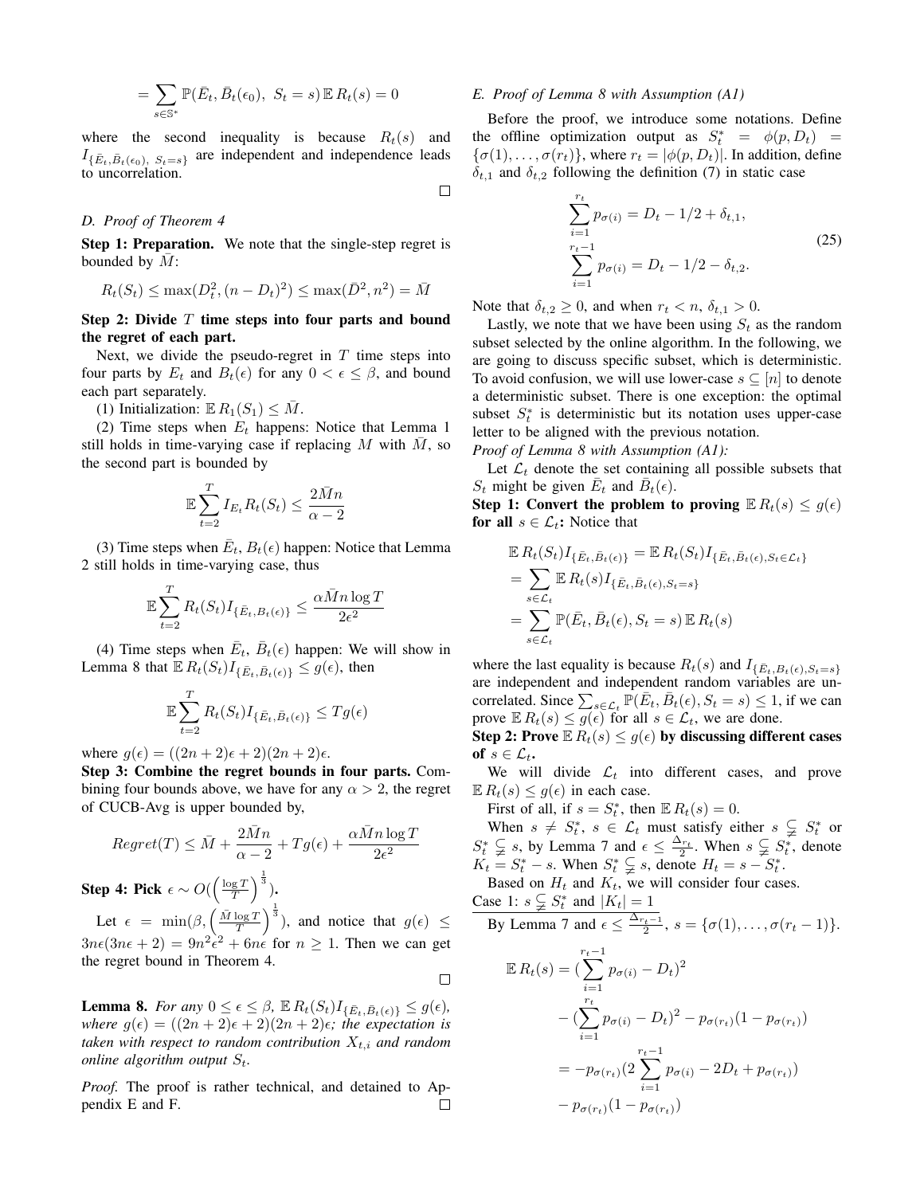$$= \sum_{s \in \mathbb{S}^*} \mathbb{P}(\bar{E}_t, \bar{B}_t(\epsilon_0),\ S_t = s)\, \mathbb{E}\, R_t(s) = 0$$

where the second inequality is because $R_t(s)$ and $I_{\{\bar{E}_t, \bar{B}_t(\epsilon_0),\ S_t = s\}}$ are independent and independence leads to uncorrelation.

□

### D. Proof of Theorem 4

**Step 1: Preparation.** We note that the single-step regret is bounded by $\bar{M}$:

$$R_t(S_t) \le \max(D_t^2, (n - D_t)^2) \le \max(\bar{D}^2, n^2) = \bar{M}$$

**Step 2: Divide $T$ time steps into four parts and bound the regret of each part.**

Next, we divide the pseudo-regret in $T$ time steps into four parts by $E_t$ and $B_t(\epsilon)$ for any $0 < \epsilon \le \beta$, and bound each part separately.

(1) Initialization: $\mathbb{E}\, R_1(S_1) \le \bar{M}$.

(2) Time steps when $E_t$ happens: Notice that Lemma 1 still holds in time-varying case if replacing $M$ with $\bar{M}$, so the second part is bounded by

$$\mathbb{E} \sum_{t=2}^{T} I_{E_t} R_t(S_t) \le \frac{2\bar{M}n}{\alpha - 2}$$

(3) Time steps when $\bar{E}_t$, $B_t(\epsilon)$ happen: Notice that Lemma 2 still holds in time-varying case, thus

$$\mathbb{E} \sum_{t=2}^{T} R_t(S_t) I_{\{\bar{E}_t, B_t(\epsilon)\}} \le \frac{\alpha \bar{M} n \log T}{2\epsilon^2}$$

(4) Time steps when $\bar{E}_t$, $\bar{B}_t(\epsilon)$ happen: We will show in Lemma 8 that $\mathbb{E}\, R_t(S_t) I_{\{\bar{E}_t, \bar{B}_t(\epsilon)\}} \le g(\epsilon)$, then

$$\mathbb{E} \sum_{t=2}^{T} R_t(S_t) I_{\{\bar{E}_t, \bar{B}_t(\epsilon)\}} \le T g(\epsilon)$$

where $g(\epsilon) = ((2n+2)\epsilon + 2)(2n+2)\epsilon$.

**Step 3: Combine the regret bounds in four parts.** Combining four bounds above, we have for any $\alpha > 2$, the regret of CUCB-Avg is upper bounded by,

$$Regret(T) \le \bar{M} + \frac{2\bar{M}n}{\alpha - 2} + T g(\epsilon) + \frac{\alpha \bar{M} n \log T}{2\epsilon^2}$$

**Step 4: Pick $\epsilon \sim O(\left(\frac{\log T}{T}\right)^{\frac{1}{3}})$.**

Let $\epsilon = \min(\beta, \left(\frac{\bar{M}\log T}{T}\right)^{\frac{1}{3}})$, and notice that $g(\epsilon) \le 3n\epsilon(3n\epsilon + 2) = 9n^2\epsilon^2 + 6n\epsilon$ for $n \ge 1$. Then we can get the regret bound in Theorem 4.

□

**Lemma 8.** *For any $0 \le \epsilon \le \beta$, $\mathbb{E}\, R_t(S_t) I_{\{\bar{E}_t, \bar{B}_t(\epsilon)\}} \le g(\epsilon)$, where $g(\epsilon) = ((2n+2)\epsilon + 2)(2n+2)\epsilon$; the expectation is taken with respect to random contribution $X_{t,i}$ and random online algorithm output $S_t$.*

*Proof.* The proof is rather technical, and detained to Appendix E and F. □

### E. Proof of Lemma 8 with Assumption (A1)

Before the proof, we introduce some notations. Define the offline optimization output as $S_t^* = \phi(p, D_t) = \{\sigma(1), \ldots, \sigma(r_t)\}$, where $r_t = |\phi(p, D_t)|$. In addition, define $\delta_{t,1}$ and $\delta_{t,2}$ following the definition (7) in static case

$$\begin{aligned} \sum_{i=1}^{r_t} p_{\sigma(i)} &= D_t - 1/2 + \delta_{t,1}, \\ \sum_{i=1}^{r_t - 1} p_{\sigma(i)} &= D_t - 1/2 - \delta_{t,2}. \end{aligned} \tag{25}$$

Note that $\delta_{t,2} \ge 0$, and when $r_t < n$, $\delta_{t,1} > 0$.

Lastly, we note that we have been using $S_t$ as the random subset selected by the online algorithm. In the following, we are going to discuss specific subset, which is deterministic. To avoid confusion, we will use lower-case $s \subseteq [n]$ to denote a deterministic subset. There is one exception: the optimal subset $S_t^*$ is deterministic but its notation uses upper-case letter to be aligned with the previous notation.

*Proof of Lemma 8 with Assumption (A1):*

Let $\mathcal{L}_t$ denote the set containing all possible subsets that $S_t$ might be given $\bar{E}_t$ and $\bar{B}_t(\epsilon)$.

**Step 1: Convert the problem to proving $\mathbb{E}\, R_t(s) \le g(\epsilon)$ for all $s \in \mathcal{L}_t$:** Notice that

$$\begin{aligned} &\mathbb{E}\, R_t(S_t) I_{\{\bar{E}_t, \bar{B}_t(\epsilon)\}} = \mathbb{E}\, R_t(S_t) I_{\{\bar{E}_t, \bar{B}_t(\epsilon), S_t \in \mathcal{L}_t\}} \\ &= \sum_{s \in \mathcal{L}_t} \mathbb{E}\, R_t(s) I_{\{\bar{E}_t, \bar{B}_t(\epsilon), S_t = s\}} \\ &= \sum_{s \in \mathcal{L}_t} \mathbb{P}(\bar{E}_t, \bar{B}_t(\epsilon), S_t = s)\, \mathbb{E}\, R_t(s) \end{aligned}$$

where the last equality is because $R_t(s)$ and $I_{\{\bar{E}_t, B_t(\epsilon), S_t = s\}}$ are independent and independent random variables are uncorrelated. Since $\sum_{s \in \mathcal{L}_t} \mathbb{P}(\bar{E}_t, \bar{B}_t(\epsilon), S_t = s) \le 1$, if we can prove $\mathbb{E}\, R_t(s) \le g(\epsilon)$ for all $s \in \mathcal{L}_t$, we are done.

**Step 2: Prove $\mathbb{E}\, R_t(s) \le g(\epsilon)$ by discussing different cases of $s \in \mathcal{L}_t$.**

We will divide $\mathcal{L}_t$ into different cases, and prove $\mathbb{E}\, R_t(s) \le g(\epsilon)$ in each case.

First of all, if $s = S_t^*$, then $\mathbb{E}\, R_t(s) = 0$.

When $s \ne S_t^*$, $s \in \mathcal{L}_t$ must satisfy either $s \subsetneq S_t^*$ or $S_t^* \subsetneq s$, by Lemma 7 and $\epsilon \le \frac{\Delta_{r_t}}{2}$. When $s \subsetneq S_t^*$, denote $K_t = S_t^* - s$. When $S_t^* \subsetneq s$, denote $H_t = s - S_t^*$.

Based on $H_t$ and $K_t$, we will consider four cases.

Case 1: $s \subsetneq S_t^*$ and $|K_t| = 1$

By Lemma 7 and $\epsilon \le \frac{\Delta_{r_t - 1}}{2}$, $s = \{\sigma(1), \ldots, \sigma(r_t - 1)\}$.

$$\begin{aligned} \mathbb{E}\, R_t(s) &= (\sum_{i=1}^{r_t - 1} p_{\sigma(i)} - D_t)^2 \\ &\quad - (\sum_{i=1}^{r_t} p_{\sigma(i)} - D_t)^2 - p_{\sigma(r_t)}(1 - p_{\sigma(r_t)}) \\ &= -p_{\sigma(r_t)}(2\sum_{i=1}^{r_t - 1} p_{\sigma(i)} - 2D_t + p_{\sigma(r_t)}) \\ &\quad - p_{\sigma(r_t)}(1 - p_{\sigma(r_t)}) \end{aligned}$$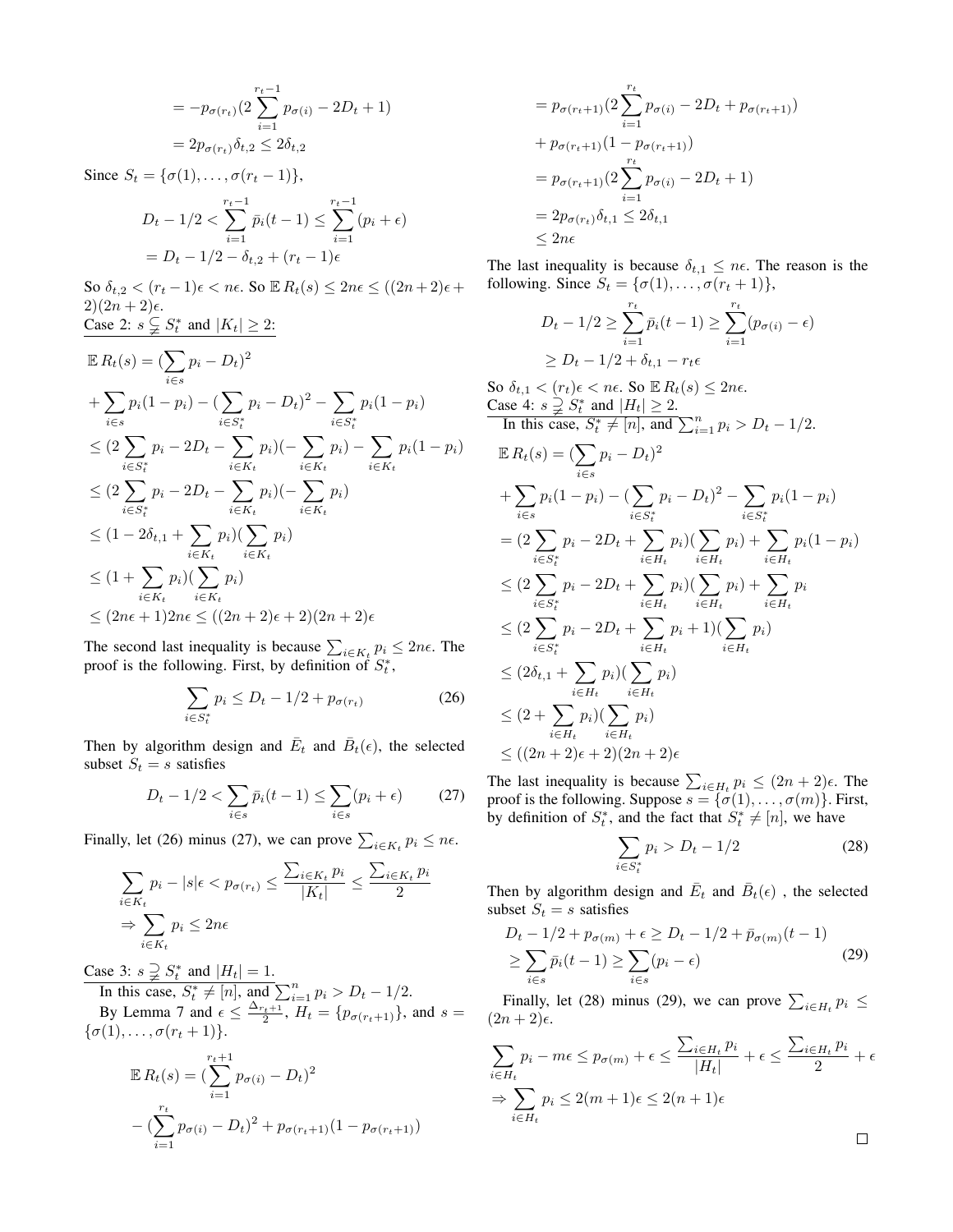$$= -p_{\sigma(r_t)}(2\sum_{i=1}^{r_t-1} p_{\sigma(i)} - 2D_t + 1)$$

$$= 2p_{\sigma(r_t)}\delta_{t,2} \leq 2\delta_{t,2}$$

Since $S_t = \{\sigma(1), \ldots, \sigma(r_t - 1)\}$,

$$D_t - 1/2 < \sum_{i=1}^{r_t-1} \bar{p}_i(t-1) \leq \sum_{i=1}^{r_t-1} (p_i + \epsilon)$$
$$= D_t - 1/2 - \delta_{t,2} + (r_t - 1)\epsilon$$

So $\delta_{t,2} < (r_t - 1)\epsilon < n\epsilon$. So $\mathbb{E}\, R_t(s) \leq 2n\epsilon \leq ((2n+2)\epsilon + 2)(2n+2)\epsilon$.

Case 2: $s \subsetneqq S_t^*$ and $|K_t| \geq 2$:

$$\mathbb{E}\, R_t(s) = (\sum_{i \in s} p_i - D_t)^2$$
$$+ \sum_{i \in s} p_i(1 - p_i) - (\sum_{i \in S_t^*} p_i - D_t)^2 - \sum_{i \in S_t^*} p_i(1 - p_i)$$
$$\leq (2\sum_{i \in S_t^*} p_i - 2D_t - \sum_{i \in K_t} p_i)(-\sum_{i \in K_t} p_i) - \sum_{i \in K_t} p_i(1 - p_i)$$
$$\leq (2\sum_{i \in S_t^*} p_i - 2D_t - \sum_{i \in K_t} p_i)(-\sum_{i \in K_t} p_i)$$
$$\leq (1 - 2\delta_{t,1} + \sum_{i \in K_t} p_i)(\sum_{i \in K_t} p_i)$$
$$\leq (1 + \sum_{i \in K_t} p_i)(\sum_{i \in K_t} p_i)$$
$$\leq (2n\epsilon + 1)2n\epsilon \leq ((2n+2)\epsilon + 2)(2n+2)\epsilon$$

The second last inequality is because $\sum_{i \in K_t} p_i \leq 2n\epsilon$. The proof is the following. First, by definition of $S_t^*$,

$$\sum_{i \in S_t^*} p_i \leq D_t - 1/2 + p_{\sigma(r_t)} \tag{26}$$

Then by algorithm design and $\bar{E}_t$ and $\bar{B}_t(\epsilon)$, the selected subset $S_t = s$ satisfies

$$D_t - 1/2 < \sum_{i \in s} \bar{p}_i(t-1) \leq \sum_{i \in s} (p_i + \epsilon) \tag{27}$$

Finally, let (26) minus (27), we can prove $\sum_{i \in K_t} p_i \leq n\epsilon$.

$$\sum_{i \in K_t} p_i - |s|\epsilon < p_{\sigma(r_t)} \leq \frac{\sum_{i \in K_t} p_i}{|K_t|} \leq \frac{\sum_{i \in K_t} p_i}{2}$$
$$\Rightarrow \sum_{i \in K_t} p_i \leq 2n\epsilon$$

Case 3: $s \supsetneqq S_t^*$ and $|H_t| = 1$.

In this case, $S_t^* \neq [n]$, and $\sum_{i=1}^n p_i > D_t - 1/2$.

By Lemma 7 and $\epsilon \leq \frac{\Delta_{r_t+1}}{2}$, $H_t = \{p_{\sigma(r_t+1)}\}$, and $s = \{\sigma(1), \ldots, \sigma(r_t + 1)\}$.

$$\mathbb{E}\, R_t(s) = (\sum_{i=1}^{r_t+1} p_{\sigma(i)} - D_t)^2$$
$$- (\sum_{i=1}^{r_t} p_{\sigma(i)} - D_t)^2 + p_{\sigma(r_t+1)}(1 - p_{\sigma(r_t+1)})$$
$$= p_{\sigma(r_t+1)}(2\sum_{i=1}^{r_t} p_{\sigma(i)} - 2D_t + p_{\sigma(r_t+1)})$$
$$+ p_{\sigma(r_t+1)}(1 - p_{\sigma(r_t+1)})$$
$$= p_{\sigma(r_t+1)}(2\sum_{i=1}^{r_t} p_{\sigma(i)} - 2D_t + 1)$$
$$= 2p_{\sigma(r_t)}\delta_{t,1} \leq 2\delta_{t,1}$$
$$\leq 2n\epsilon$$

The last inequality is because $\delta_{t,1} \leq n\epsilon$. The reason is the following. Since $S_t = \{\sigma(1), \ldots, \sigma(r_t + 1)\}$,

$$D_t - 1/2 \geq \sum_{i=1}^{r_t} \bar{p}_i(t-1) \geq \sum_{i=1}^{r_t} (p_{\sigma(i)} - \epsilon)$$
$$\geq D_t - 1/2 + \delta_{t,1} - r_t\epsilon$$

So $\delta_{t,1} < (r_t)\epsilon < n\epsilon$. So $\mathbb{E}\, R_t(s) \leq 2n\epsilon$.

Case 4: $s \supsetneqq S_t^*$ and $|H_t| \geq 2$.

In this case, $S_t^* \neq [n]$, and $\sum_{i=1}^n p_i > D_t - 1/2$.

$$\mathbb{E}\, R_t(s) = (\sum_{i \in s} p_i - D_t)^2$$
$$+ \sum_{i \in s} p_i(1 - p_i) - (\sum_{i \in S_t^*} p_i - D_t)^2 - \sum_{i \in S_t^*} p_i(1 - p_i)$$
$$= (2\sum_{i \in S_t^*} p_i - 2D_t + \sum_{i \in H_t} p_i)(\sum_{i \in H_t} p_i) + \sum_{i \in H_t} p_i(1 - p_i)$$
$$\leq (2\sum_{i \in S_t^*} p_i - 2D_t + \sum_{i \in H_t} p_i)(\sum_{i \in H_t} p_i) + \sum_{i \in H_t} p_i$$
$$\leq (2\sum_{i \in S_t^*} p_i - 2D_t + \sum_{i \in H_t} p_i + 1)(\sum_{i \in H_t} p_i)$$
$$\leq (2\delta_{t,1} + \sum_{i \in H_t} p_i)(\sum_{i \in H_t} p_i)$$
$$\leq (2 + \sum_{i \in H_t} p_i)(\sum_{i \in H_t} p_i)$$
$$\leq ((2n+2)\epsilon + 2)(2n+2)\epsilon$$

The last inequality is because $\sum_{i \in H_t} p_i \leq (2n+2)\epsilon$. The proof is the following. Suppose $s = \{\sigma(1), \ldots, \sigma(m)\}$. First, by definition of $S_t^*$, and the fact that $S_t^* \neq [n]$, we have

$$\sum_{i \in S_t^*} p_i > D_t - 1/2 \tag{28}$$

Then by algorithm design and $\bar{E}_t$ and $\bar{B}_t(\epsilon)$ , the selected subset $S_t = s$ satisfies

$$D_t - 1/2 + p_{\sigma(m)} + \epsilon \geq D_t - 1/2 + \bar{p}_{\sigma(m)}(t-1)$$
$$\geq \sum_{i \in s} \bar{p}_i(t-1) \geq \sum_{i \in s} (p_i - \epsilon) \tag{29}$$

Finally, let (28) minus (29), we can prove $\sum_{i \in H_t} p_i \leq (2n+2)\epsilon$.

$$\sum_{i \in H_t} p_i - m\epsilon \leq p_{\sigma(m)} + \epsilon \leq \frac{\sum_{i \in H_t} p_i}{|H_t|} + \epsilon \leq \frac{\sum_{i \in H_t} p_i}{2} + \epsilon$$
$$\Rightarrow \sum_{i \in H_t} p_i \leq 2(m+1)\epsilon \leq 2(n+1)\epsilon$$

□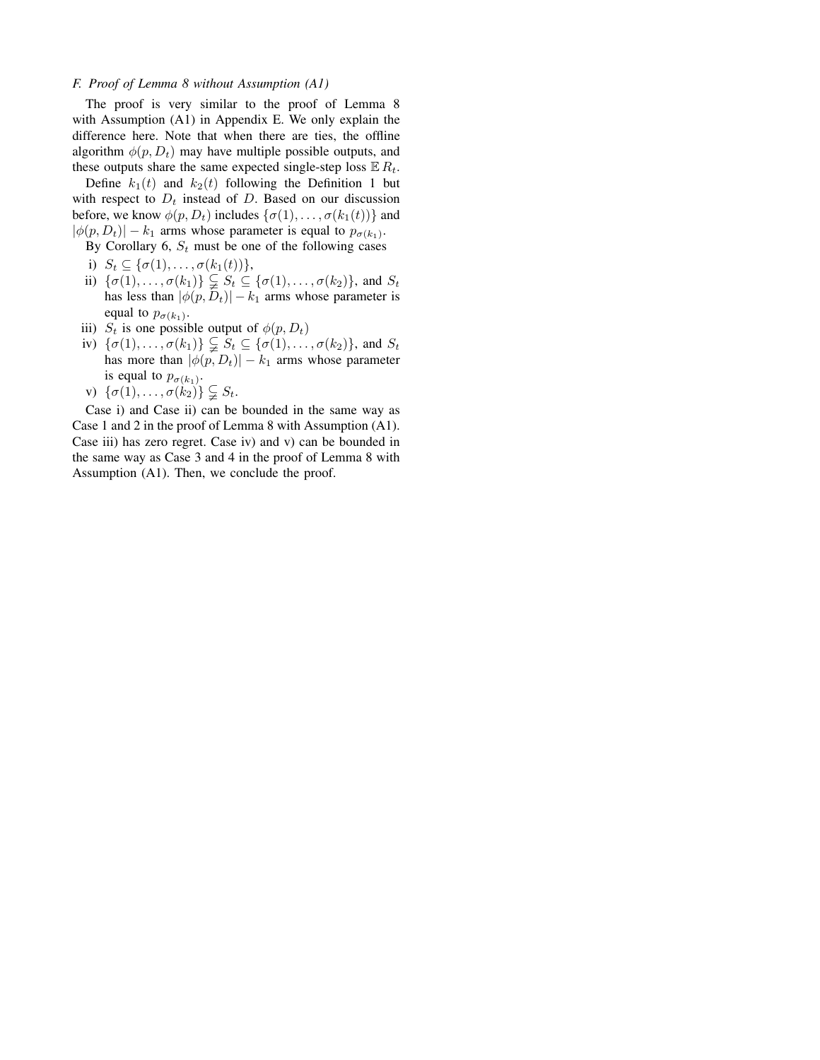### F. Proof of Lemma 8 without Assumption (A1)

The proof is very similar to the proof of Lemma 8 with Assumption (A1) in Appendix E. We only explain the difference here. Note that when there are ties, the offline algorithm $\phi(p, D_t)$ may have multiple possible outputs, and these outputs share the same expected single-step loss $\mathbb{E}\, R_t$.

Define $k_1(t)$ and $k_2(t)$ following the Definition 1 but with respect to $D_t$ instead of $D$. Based on our discussion before, we know $\phi(p, D_t)$ includes $\{\sigma(1), \ldots, \sigma(k_1(t))\}$ and $|\phi(p, D_t)| - k_1$ arms whose parameter is equal to $p_{\sigma(k_1)}$.

By Corollary 6, $S_t$ must be one of the following cases

i) $S_t \subseteq \{\sigma(1), \ldots, \sigma(k_1(t))\}$,

ii) $\{\sigma(1), \ldots, \sigma(k_1)\} \subsetneq S_t \subseteq \{\sigma(1), \ldots, \sigma(k_2)\}$, and $S_t$ has less than $|\phi(p, D_t)| - k_1$ arms whose parameter is equal to $p_{\sigma(k_1)}$.

iii) $S_t$ is one possible output of $\phi(p, D_t)$

iv) $\{\sigma(1), \ldots, \sigma(k_1)\} \subsetneq S_t \subseteq \{\sigma(1), \ldots, \sigma(k_2)\}$, and $S_t$ has more than $|\phi(p, D_t)| - k_1$ arms whose parameter is equal to $p_{\sigma(k_1)}$.

v) $\{\sigma(1), \ldots, \sigma(k_2)\} \subsetneq S_t$.

Case i) and Case ii) can be bounded in the same way as Case 1 and 2 in the proof of Lemma 8 with Assumption (A1). Case iii) has zero regret. Case iv) and v) can be bounded in the same way as Case 3 and 4 in the proof of Lemma 8 with Assumption (A1). Then, we conclude the proof.